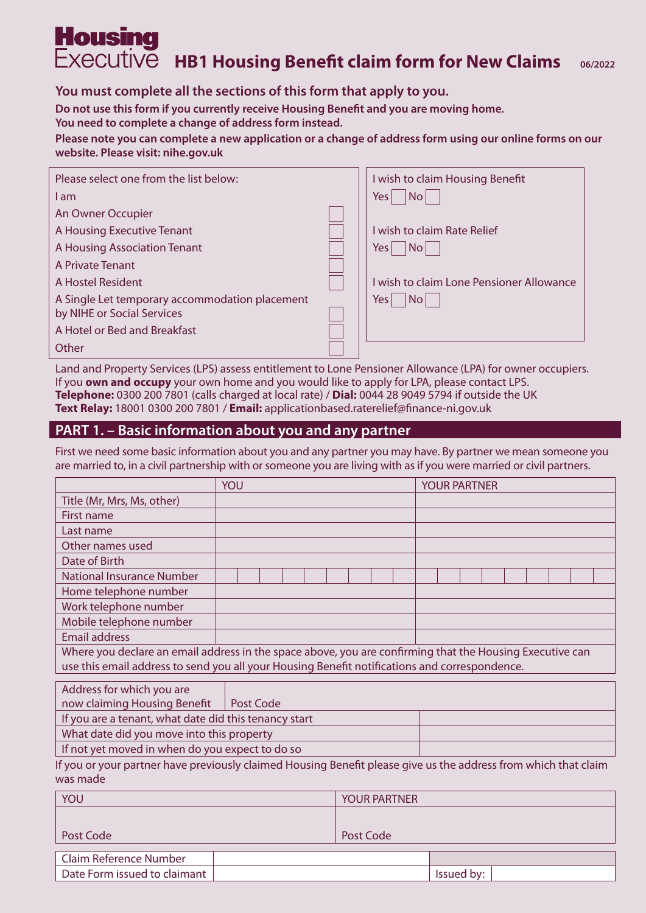# Housing Executive HB1 Housing Benefit claim form for New Claims

06/2022

**You must complete all the sections of this form that apply to you.**

**Do not use this form if you currently receive Housing Benefit and you are moving home. You need to complete a change of address form instead.**

**Please note you can complete a new application or a change of address form using our online forms on our website. Please visit: nihe.gov.uk**

| Please select one from the list below: | |
|---|---|
| I am | |
| An Owner Occupier | ☐ |
| A Housing Executive Tenant | ☐ |
| A Housing Association Tenant | ☐ |
| A Private Tenant | ☐ |
| A Hostel Resident | ☐ |
| A Single Let temporary accommodation placement by NIHE or Social Services | ☐ |
| A Hotel or Bed and Breakfast | ☐ |
| Other | ☐ |

I wish to claim Housing Benefit
Yes ☐ No ☐

I wish to claim Rate Relief
Yes ☐ No ☐

I wish to claim Lone Pensioner Allowance
Yes ☐ No ☐

Land and Property Services (LPS) assess entitlement to Lone Pensioner Allowance (LPA) for owner occupiers. If you **own and occupy** your own home and you would like to apply for LPA, please contact LPS.
**Telephone:** 0300 200 7801 (calls charged at local rate) / **Dial:** 0044 28 9049 5794 if outside the UK
**Text Relay:** 18001 0300 200 7801 / **Email:** applicationbased.raterelief@finance-ni.gov.uk

## PART 1. – Basic information about you and any partner

First we need some basic information about you and any partner you may have. By partner we mean someone you are married to, in a civil partnership with or someone you are living with as if you were married or civil partners.

| | YOU | YOUR PARTNER |
|---|---|---|
| Title (Mr, Mrs, Ms, other) | | |
| First name | | |
| Last name | | |
| Other names used | | |
| Date of Birth | | |
| National Insurance Number | | |
| Home telephone number | | |
| Work telephone number | | |
| Mobile telephone number | | |
| Email address | | |

Where you declare an email address in the space above, you are confirming that the Housing Executive can use this email address to send you all your Housing Benefit notifications and correspondence.

| Address for which you are now claiming Housing Benefit | Post Code |
|---|---|
| If you are a tenant, what date did this tenancy start | |
| What date did you move into this property | |
| If not yet moved in when do you expect to do so | |

If you or your partner have previously claimed Housing Benefit please give us the address from which that claim was made

| YOU | YOUR PARTNER |
|---|---|
| | |
| Post Code | Post Code |

| Claim Reference Number | | |
|---|---|---|
| Date Form issued to claimant | | Issued by: |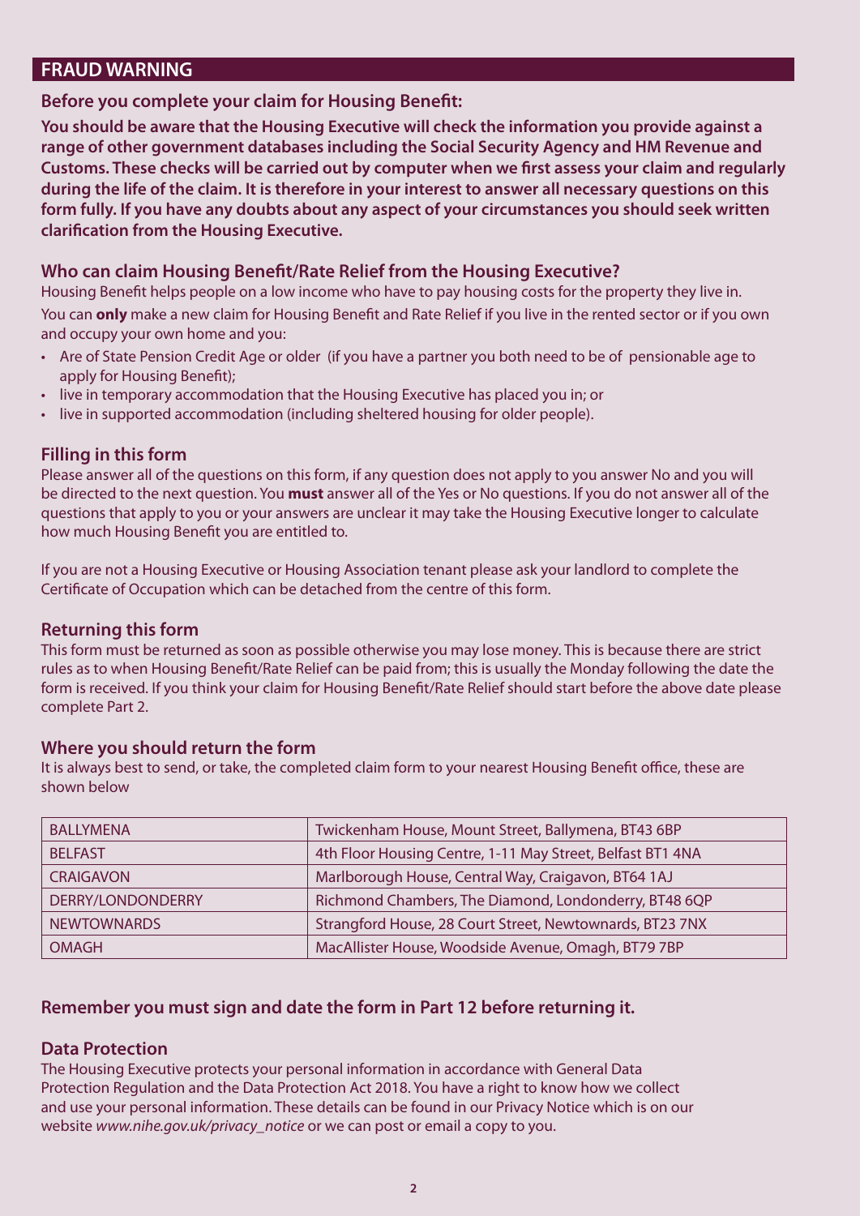## FRAUD WARNING

**Before you complete your claim for Housing Benefit:**

**You should be aware that the Housing Executive will check the information you provide against a range of other government databases including the Social Security Agency and HM Revenue and Customs. These checks will be carried out by computer when we first assess your claim and regularly during the life of the claim. It is therefore in your interest to answer all necessary questions on this form fully. If you have any doubts about any aspect of your circumstances you should seek written clarification from the Housing Executive.**

### Who can claim Housing Benefit/Rate Relief from the Housing Executive?

Housing Benefit helps people on a low income who have to pay housing costs for the property they live in.

You can **only** make a new claim for Housing Benefit and Rate Relief if you live in the rented sector or if you own and occupy your own home and you:

- Are of State Pension Credit Age or older (if you have a partner you both need to be of pensionable age to apply for Housing Benefit);
- live in temporary accommodation that the Housing Executive has placed you in; or
- live in supported accommodation (including sheltered housing for older people).

### Filling in this form

Please answer all of the questions on this form, if any question does not apply to you answer No and you will be directed to the next question. You **must** answer all of the Yes or No questions. If you do not answer all of the questions that apply to you or your answers are unclear it may take the Housing Executive longer to calculate how much Housing Benefit you are entitled to.

If you are not a Housing Executive or Housing Association tenant please ask your landlord to complete the Certificate of Occupation which can be detached from the centre of this form.

### Returning this form

This form must be returned as soon as possible otherwise you may lose money. This is because there are strict rules as to when Housing Benefit/Rate Relief can be paid from; this is usually the Monday following the date the form is received. If you think your claim for Housing Benefit/Rate Relief should start before the above date please complete Part 2.

### Where you should return the form

It is always best to send, or take, the completed claim form to your nearest Housing Benefit office, these are shown below

| | |
|---|---|
| BALLYMENA | Twickenham House, Mount Street, Ballymena, BT43 6BP |
| BELFAST | 4th Floor Housing Centre, 1-11 May Street, Belfast BT1 4NA |
| CRAIGAVON | Marlborough House, Central Way, Craigavon, BT64 1AJ |
| DERRY/LONDONDERRY | Richmond Chambers, The Diamond, Londonderry, BT48 6QP |
| NEWTOWNARDS | Strangford House, 28 Court Street, Newtownards, BT23 7NX |
| OMAGH | MacAllister House, Woodside Avenue, Omagh, BT79 7BP |

### Remember you must sign and date the form in Part 12 before returning it.

### Data Protection

The Housing Executive protects your personal information in accordance with General Data Protection Regulation and the Data Protection Act 2018. You have a right to know how we collect and use your personal information. These details can be found in our Privacy Notice which is on our website *www.nihe.gov.uk/privacy_notice* or we can post or email a copy to you.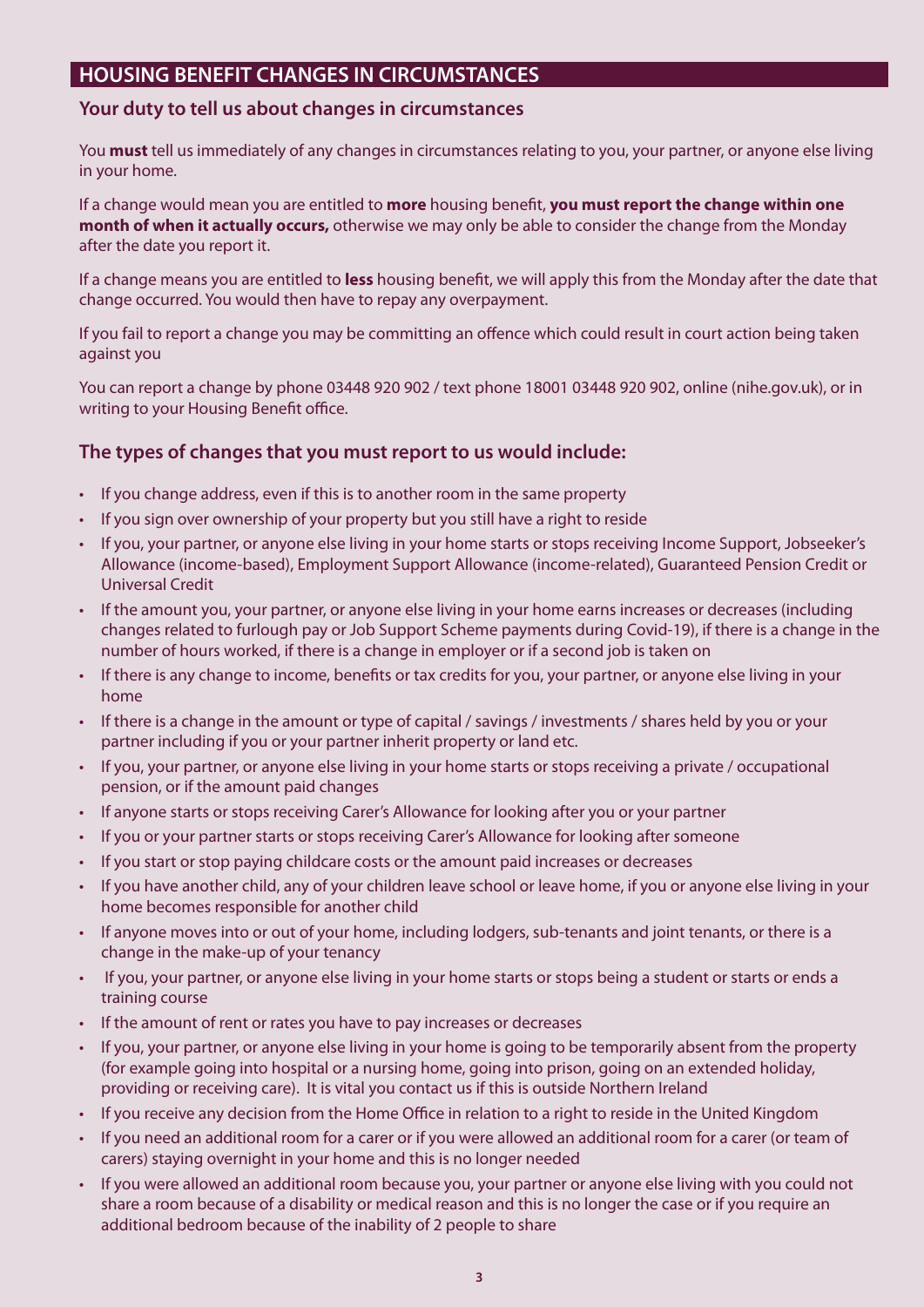## HOUSING BENEFIT CHANGES IN CIRCUMSTANCES

### Your duty to tell us about changes in circumstances

You **must** tell us immediately of any changes in circumstances relating to you, your partner, or anyone else living in your home.

If a change would mean you are entitled to **more** housing benefit, **you must report the change within one month of when it actually occurs,** otherwise we may only be able to consider the change from the Monday after the date you report it.

If a change means you are entitled to **less** housing benefit, we will apply this from the Monday after the date that change occurred. You would then have to repay any overpayment.

If you fail to report a change you may be committing an offence which could result in court action being taken against you

You can report a change by phone 03448 920 902 / text phone 18001 03448 920 902, online (nihe.gov.uk), or in writing to your Housing Benefit office.

### The types of changes that you must report to us would include:

- If you change address, even if this is to another room in the same property
- If you sign over ownership of your property but you still have a right to reside
- If you, your partner, or anyone else living in your home starts or stops receiving Income Support, Jobseeker's Allowance (income-based), Employment Support Allowance (income-related), Guaranteed Pension Credit or Universal Credit
- If the amount you, your partner, or anyone else living in your home earns increases or decreases (including changes related to furlough pay or Job Support Scheme payments during Covid-19), if there is a change in the number of hours worked, if there is a change in employer or if a second job is taken on
- If there is any change to income, benefits or tax credits for you, your partner, or anyone else living in your home
- If there is a change in the amount or type of capital / savings / investments / shares held by you or your partner including if you or your partner inherit property or land etc.
- If you, your partner, or anyone else living in your home starts or stops receiving a private / occupational pension, or if the amount paid changes
- If anyone starts or stops receiving Carer's Allowance for looking after you or your partner
- If you or your partner starts or stops receiving Carer's Allowance for looking after someone
- If you start or stop paying childcare costs or the amount paid increases or decreases
- If you have another child, any of your children leave school or leave home, if you or anyone else living in your home becomes responsible for another child
- If anyone moves into or out of your home, including lodgers, sub-tenants and joint tenants, or there is a change in the make-up of your tenancy
- If you, your partner, or anyone else living in your home starts or stops being a student or starts or ends a training course
- If the amount of rent or rates you have to pay increases or decreases
- If you, your partner, or anyone else living in your home is going to be temporarily absent from the property (for example going into hospital or a nursing home, going into prison, going on an extended holiday, providing or receiving care). It is vital you contact us if this is outside Northern Ireland
- If you receive any decision from the Home Office in relation to a right to reside in the United Kingdom
- If you need an additional room for a carer or if you were allowed an additional room for a carer (or team of carers) staying overnight in your home and this is no longer needed
- If you were allowed an additional room because you, your partner or anyone else living with you could not share a room because of a disability or medical reason and this is no longer the case or if you require an additional bedroom because of the inability of 2 people to share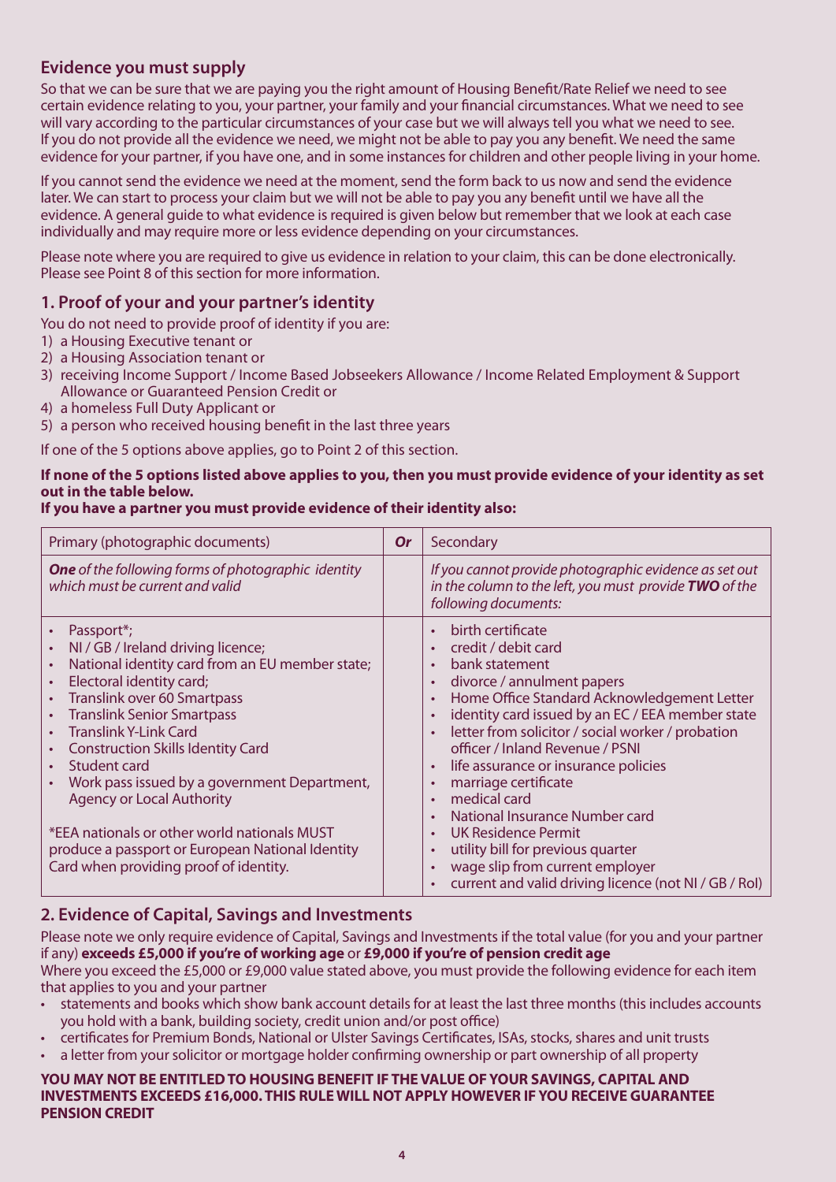## Evidence you must supply

So that we can be sure that we are paying you the right amount of Housing Benefit/Rate Relief we need to see certain evidence relating to you, your partner, your family and your financial circumstances. What we need to see will vary according to the particular circumstances of your case but we will always tell you what we need to see. If you do not provide all the evidence we need, we might not be able to pay you any benefit. We need the same evidence for your partner, if you have one, and in some instances for children and other people living in your home.

If you cannot send the evidence we need at the moment, send the form back to us now and send the evidence later. We can start to process your claim but we will not be able to pay you any benefit until we have all the evidence. A general guide to what evidence is required is given below but remember that we look at each case individually and may require more or less evidence depending on your circumstances.

Please note where you are required to give us evidence in relation to your claim, this can be done electronically. Please see Point 8 of this section for more information.

### 1. Proof of your and your partner's identity

You do not need to provide proof of identity if you are:

1) a Housing Executive tenant or
2) a Housing Association tenant or
3) receiving Income Support / Income Based Jobseekers Allowance / Income Related Employment & Support Allowance or Guaranteed Pension Credit or
4) a homeless Full Duty Applicant or
5) a person who received housing benefit in the last three years

If one of the 5 options above applies, go to Point 2 of this section.

**If none of the 5 options listed above applies to you, then you must provide evidence of your identity as set out in the table below.**
**If you have a partner you must provide evidence of their identity also:**

| Primary (photographic documents) | ***Or*** | Secondary |
|---|---|---|
| ***One** of the following forms of photographic identity which must be current and valid* | | *If you cannot provide photographic evidence as set out in the column to the left, you must provide **TWO** of the following documents:* |
| • Passport*;<br>• NI / GB / Ireland driving licence;<br>• National identity card from an EU member state;<br>• Electoral identity card;<br>• Translink over 60 Smartpass<br>• Translink Senior Smartpass<br>• Translink Y-Link Card<br>• Construction Skills Identity Card<br>• Student card<br>• Work pass issued by a government Department, Agency or Local Authority<br><br>*EEA nationals or other world nationals MUST produce a passport or European National Identity Card when providing proof of identity. | | • birth certificate<br>• credit / debit card<br>• bank statement<br>• divorce / annulment papers<br>• Home Office Standard Acknowledgement Letter<br>• identity card issued by an EC / EEA member state<br>• letter from solicitor / social worker / probation officer / Inland Revenue / PSNI<br>• life assurance or insurance policies<br>• marriage certificate<br>• medical card<br>• National Insurance Number card<br>• UK Residence Permit<br>• utility bill for previous quarter<br>• wage slip from current employer<br>• current and valid driving licence (not NI / GB / RoI) |

### 2. Evidence of Capital, Savings and Investments

Please note we only require evidence of Capital, Savings and Investments if the total value (for you and your partner if any) **exceeds £5,000 if you're of working age** or **£9,000 if you're of pension credit age**

Where you exceed the £5,000 or £9,000 value stated above, you must provide the following evidence for each item that applies to you and your partner

- statements and books which show bank account details for at least the last three months (this includes accounts you hold with a bank, building society, credit union and/or post office)
- certificates for Premium Bonds, National or Ulster Savings Certificates, ISAs, stocks, shares and unit trusts
- a letter from your solicitor or mortgage holder confirming ownership or part ownership of all property

**YOU MAY NOT BE ENTITLED TO HOUSING BENEFIT IF THE VALUE OF YOUR SAVINGS, CAPITAL AND INVESTMENTS EXCEEDS £16,000. THIS RULE WILL NOT APPLY HOWEVER IF YOU RECEIVE GUARANTEE PENSION CREDIT**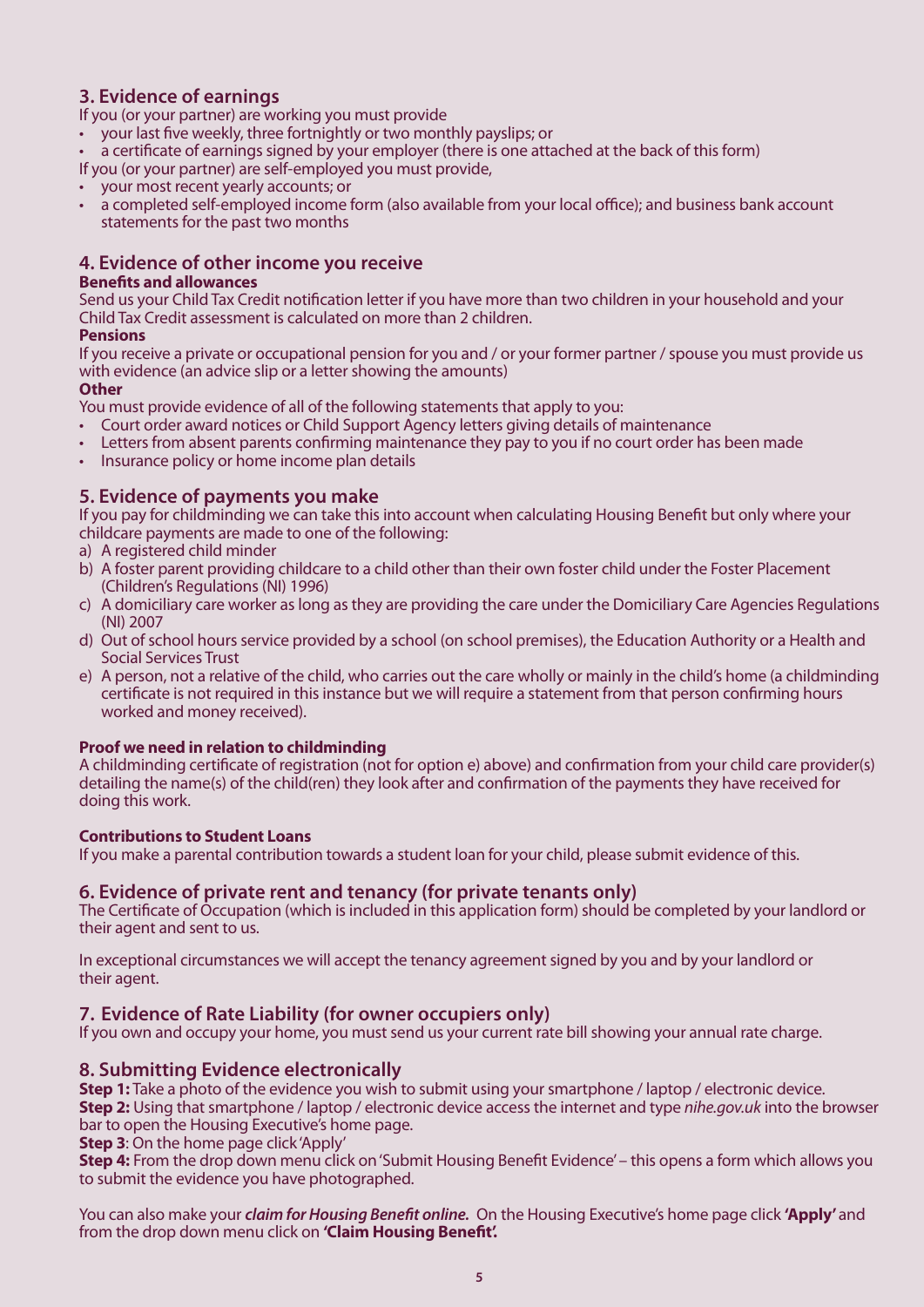## 3. Evidence of earnings

If you (or your partner) are working you must provide

- your last five weekly, three fortnightly or two monthly payslips; or
- a certificate of earnings signed by your employer (there is one attached at the back of this form)

If you (or your partner) are self-employed you must provide,

- your most recent yearly accounts; or
- a completed self-employed income form (also available from your local office); and business bank account statements for the past two months

## 4. Evidence of other income you receive

**Benefits and allowances**

Send us your Child Tax Credit notification letter if you have more than two children in your household and your Child Tax Credit assessment is calculated on more than 2 children.

**Pensions**

If you receive a private or occupational pension for you and / or your former partner / spouse you must provide us with evidence (an advice slip or a letter showing the amounts)

**Other**

You must provide evidence of all of the following statements that apply to you:

- Court order award notices or Child Support Agency letters giving details of maintenance
- Letters from absent parents confirming maintenance they pay to you if no court order has been made
- Insurance policy or home income plan details

## 5. Evidence of payments you make

If you pay for childminding we can take this into account when calculating Housing Benefit but only where your childcare payments are made to one of the following:

a) A registered child minder
b) A foster parent providing childcare to a child other than their own foster child under the Foster Placement (Children's Regulations (NI) 1996)
c) A domiciliary care worker as long as they are providing the care under the Domiciliary Care Agencies Regulations (NI) 2007
d) Out of school hours service provided by a school (on school premises), the Education Authority or a Health and Social Services Trust
e) A person, not a relative of the child, who carries out the care wholly or mainly in the child's home (a childminding certificate is not required in this instance but we will require a statement from that person confirming hours worked and money received).

**Proof we need in relation to childminding**

A childminding certificate of registration (not for option e) above) and confirmation from your child care provider(s) detailing the name(s) of the child(ren) they look after and confirmation of the payments they have received for doing this work.

**Contributions to Student Loans**

If you make a parental contribution towards a student loan for your child, please submit evidence of this.

## 6. Evidence of private rent and tenancy (for private tenants only)

The Certificate of Occupation (which is included in this application form) should be completed by your landlord or their agent and sent to us.

In exceptional circumstances we will accept the tenancy agreement signed by you and by your landlord or their agent.

## 7. Evidence of Rate Liability (for owner occupiers only)

If you own and occupy your home, you must send us your current rate bill showing your annual rate charge.

## 8. Submitting Evidence electronically

**Step 1:** Take a photo of the evidence you wish to submit using your smartphone / laptop / electronic device.
**Step 2:** Using that smartphone / laptop / electronic device access the internet and type *nihe.gov.uk* into the browser bar to open the Housing Executive's home page.
**Step 3**: On the home page click 'Apply'
**Step 4:** From the drop down menu click on 'Submit Housing Benefit Evidence' – this opens a form which allows you to submit the evidence you have photographed.

You can also make your ***claim for Housing Benefit online.*** On the Housing Executive's home page click **'Apply'** and from the drop down menu click on **'Claim Housing Benefit'.**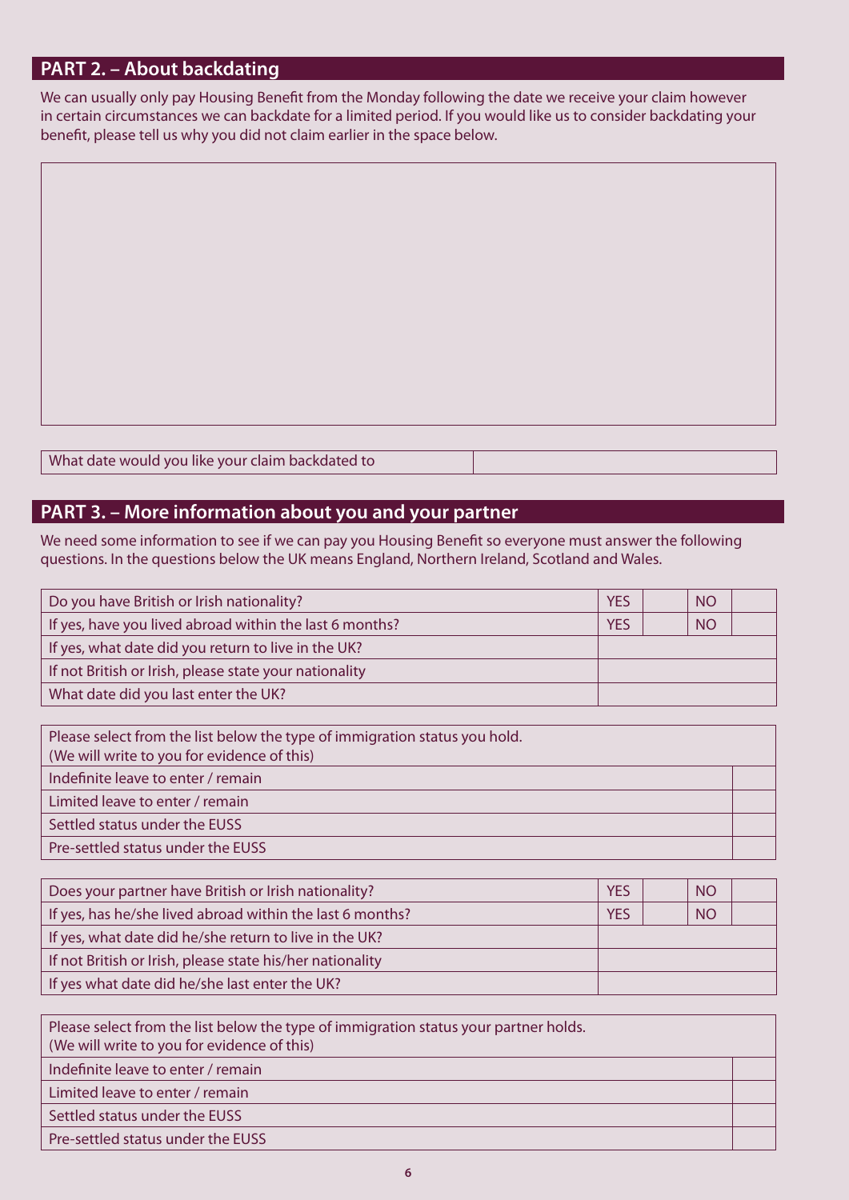## PART 2. – About backdating

We can usually only pay Housing Benefit from the Monday following the date we receive your claim however in certain circumstances we can backdate for a limited period. If you would like us to consider backdating your benefit, please tell us why you did not claim earlier in the space below.

| |
|---|
| |

| What date would you like your claim backdated to | |
|---|---|

## PART 3. – More information about you and your partner

We need some information to see if we can pay you Housing Benefit so everyone must answer the following questions. In the questions below the UK means England, Northern Ireland, Scotland and Wales.

| Question | | | | |
|---|---|---|---|---|
| Do you have British or Irish nationality? | YES | | NO | |
| If yes, have you lived abroad within the last 6 months? | YES | | NO | |
| If yes, what date did you return to live in the UK? | | | | |
| If not British or Irish, please state your nationality | | | | |
| What date did you last enter the UK? | | | | |

| Please select from the list below the type of immigration status you hold. (We will write to you for evidence of this) | |
|---|---|
| Indefinite leave to enter / remain | |
| Limited leave to enter / remain | |
| Settled status under the EUSS | |
| Pre-settled status under the EUSS | |

| Question | | | | |
|---|---|---|---|---|
| Does your partner have British or Irish nationality? | YES | | NO | |
| If yes, has he/she lived abroad within the last 6 months? | YES | | NO | |
| If yes, what date did he/she return to live in the UK? | | | | |
| If not British or Irish, please state his/her nationality | | | | |
| If yes what date did he/she last enter the UK? | | | | |

| Please select from the list below the type of immigration status your partner holds. (We will write to you for evidence of this) | |
|---|---|
| Indefinite leave to enter / remain | |
| Limited leave to enter / remain | |
| Settled status under the EUSS | |
| Pre-settled status under the EUSS | |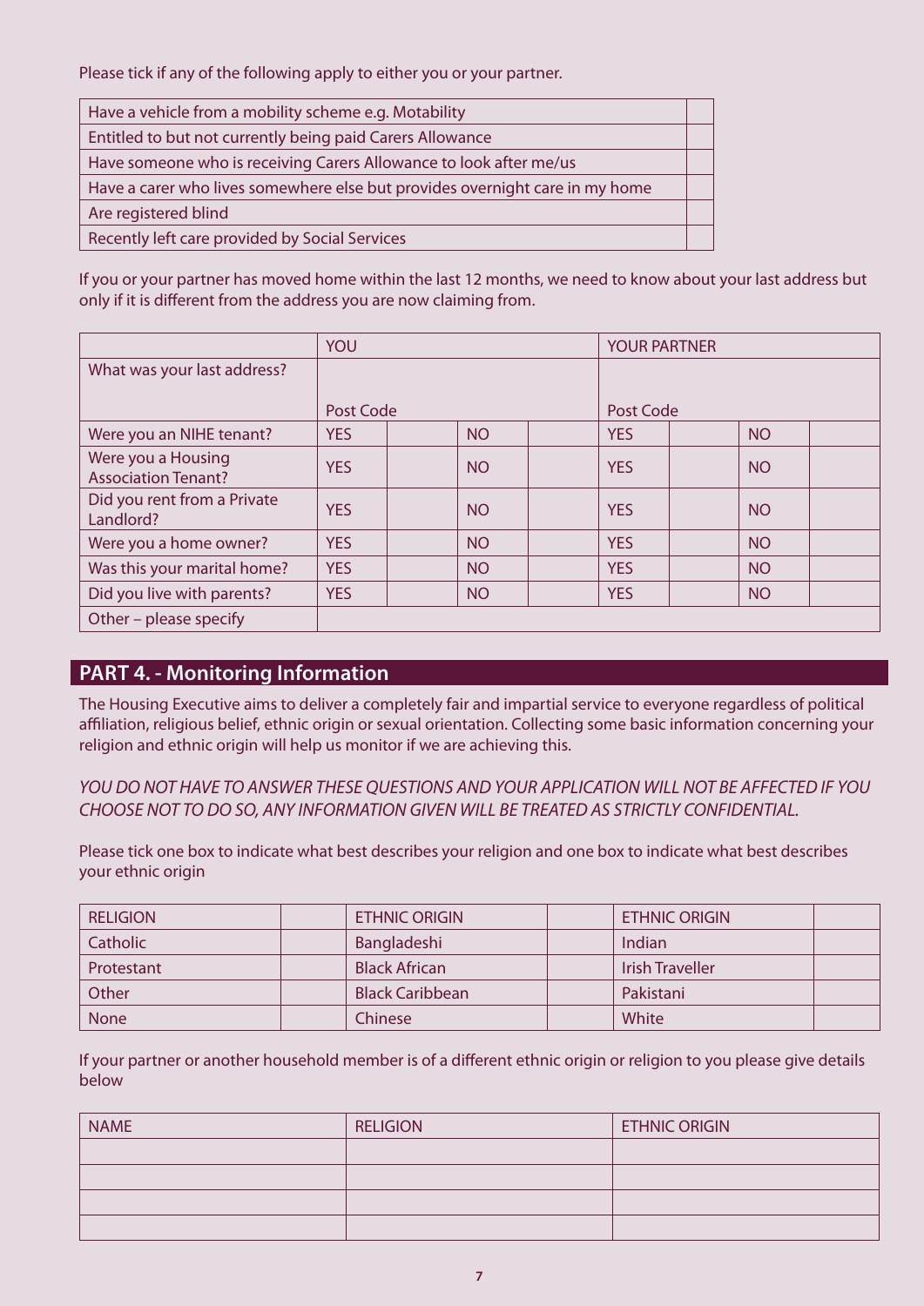Please tick if any of the following apply to either you or your partner.

| | |
|---|---|
| Have a vehicle from a mobility scheme e.g. Motability | |
| Entitled to but not currently being paid Carers Allowance | |
| Have someone who is receiving Carers Allowance to look after me/us | |
| Have a carer who lives somewhere else but provides overnight care in my home | |
| Are registered blind | |
| Recently left care provided by Social Services | |

If you or your partner has moved home within the last 12 months, we need to know about your last address but only if it is different from the address you are now claiming from.

| | YOU | | | | YOUR PARTNER | | | |
|---|---|---|---|---|---|---|---|---|
| What was your last address? | Post Code | | | | Post Code | | | |
| Were you an NIHE tenant? | YES | | NO | | YES | | NO | |
| Were you a Housing Association Tenant? | YES | | NO | | YES | | NO | |
| Did you rent from a Private Landlord? | YES | | NO | | YES | | NO | |
| Were you a home owner? | YES | | NO | | YES | | NO | |
| Was this your marital home? | YES | | NO | | YES | | NO | |
| Did you live with parents? | YES | | NO | | YES | | NO | |
| Other – please specify | | | | | | | | |

## PART 4. - Monitoring Information

The Housing Executive aims to deliver a completely fair and impartial service to everyone regardless of political affiliation, religious belief, ethnic origin or sexual orientation. Collecting some basic information concerning your religion and ethnic origin will help us monitor if we are achieving this.

*YOU DO NOT HAVE TO ANSWER THESE QUESTIONS AND YOUR APPLICATION WILL NOT BE AFFECTED IF YOU CHOOSE NOT TO DO SO, ANY INFORMATION GIVEN WILL BE TREATED AS STRICTLY CONFIDENTIAL.*

Please tick one box to indicate what best describes your religion and one box to indicate what best describes your ethnic origin

| RELIGION | | ETHNIC ORIGIN | | ETHNIC ORIGIN | |
|---|---|---|---|---|---|
| Catholic | | Bangladeshi | | Indian | |
| Protestant | | Black African | | Irish Traveller | |
| Other | | Black Caribbean | | Pakistani | |
| None | | Chinese | | White | |

If your partner or another household member is of a different ethnic origin or religion to you please give details below

| NAME | RELIGION | ETHNIC ORIGIN |
|---|---|---|
| | | |
| | | |
| | | |
| | | |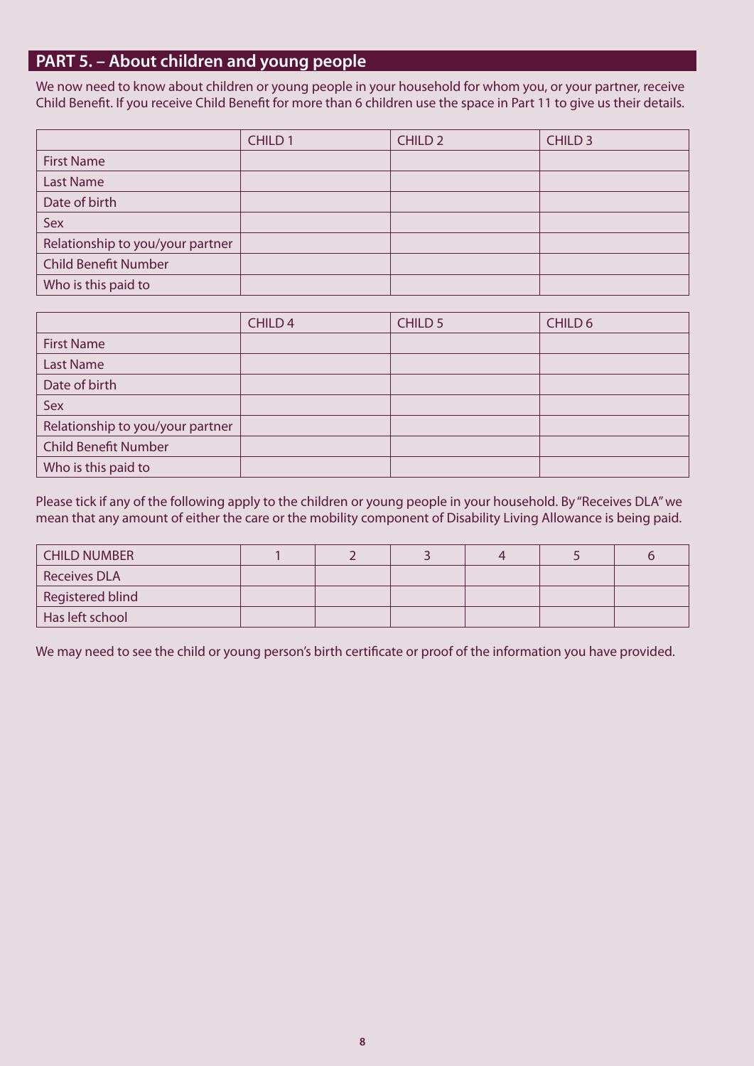## PART 5. – About children and young people

We now need to know about children or young people in your household for whom you, or your partner, receive Child Benefit. If you receive Child Benefit for more than 6 children use the space in Part 11 to give us their details.

| | CHILD 1 | CHILD 2 | CHILD 3 |
|---|---|---|---|
| First Name | | | |
| Last Name | | | |
| Date of birth | | | |
| Sex | | | |
| Relationship to you/your partner | | | |
| Child Benefit Number | | | |
| Who is this paid to | | | |

| | CHILD 4 | CHILD 5 | CHILD 6 |
|---|---|---|---|
| First Name | | | |
| Last Name | | | |
| Date of birth | | | |
| Sex | | | |
| Relationship to you/your partner | | | |
| Child Benefit Number | | | |
| Who is this paid to | | | |

Please tick if any of the following apply to the children or young people in your household. By "Receives DLA" we mean that any amount of either the care or the mobility component of Disability Living Allowance is being paid.

| CHILD NUMBER | 1 | 2 | 3 | 4 | 5 | 6 |
|---|---|---|---|---|---|---|
| Receives DLA | | | | | | |
| Registered blind | | | | | | |
| Has left school | | | | | | |

We may need to see the child or young person's birth certificate or proof of the information you have provided.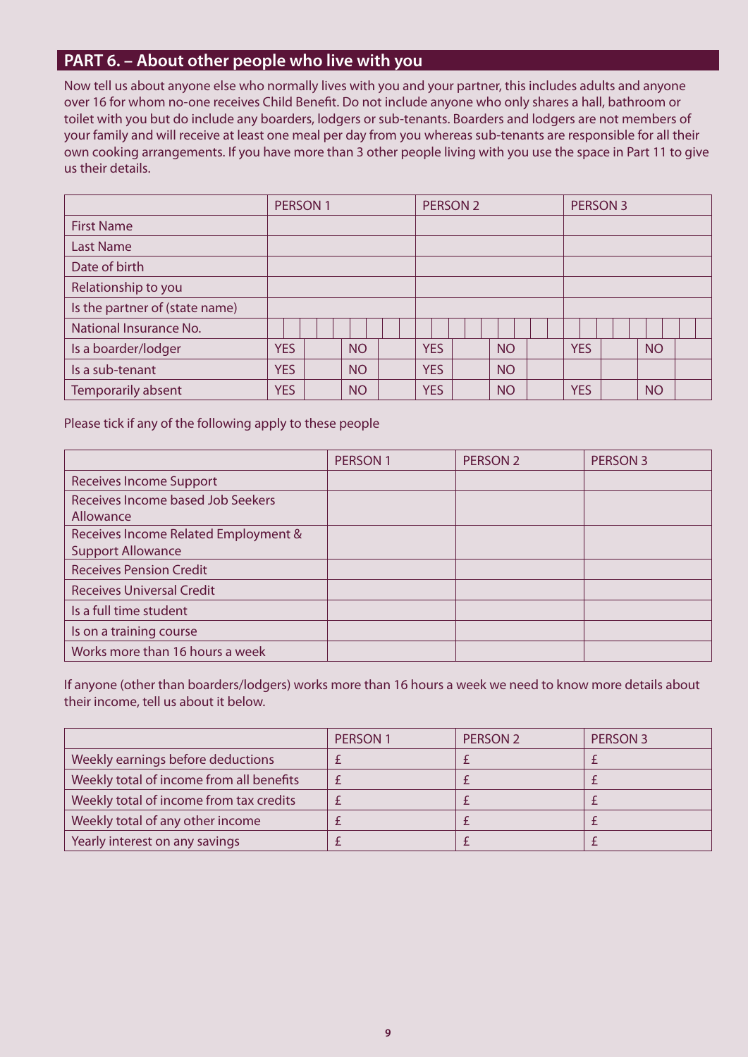## PART 6. – About other people who live with you

Now tell us about anyone else who normally lives with you and your partner, this includes adults and anyone over 16 for whom no-one receives Child Benefit. Do not include anyone who only shares a hall, bathroom or toilet with you but do include any boarders, lodgers or sub-tenants. Boarders and lodgers are not members of your family and will receive at least one meal per day from you whereas sub-tenants are responsible for all their own cooking arrangements. If you have more than 3 other people living with you use the space in Part 11 to give us their details.

| | PERSON 1 | PERSON 2 | PERSON 3 |
|---|---|---|---|
| First Name | | | |
| Last Name | | | |
| Date of birth | | | |
| Relationship to you | | | |
| Is the partner of (state name) | | | |
| National Insurance No. | | | |
| Is a boarder/lodger | YES NO | YES NO | YES NO |
| Is a sub-tenant | YES NO | YES NO | |
| Temporarily absent | YES NO | YES NO | YES NO |

Please tick if any of the following apply to these people

| | PERSON 1 | PERSON 2 | PERSON 3 |
|---|---|---|---|
| Receives Income Support | | | |
| Receives Income based Job Seekers Allowance | | | |
| Receives Income Related Employment & Support Allowance | | | |
| Receives Pension Credit | | | |
| Receives Universal Credit | | | |
| Is a full time student | | | |
| Is on a training course | | | |
| Works more than 16 hours a week | | | |

If anyone (other than boarders/lodgers) works more than 16 hours a week we need to know more details about their income, tell us about it below.

| | PERSON 1 | PERSON 2 | PERSON 3 |
|---|---|---|---|
| Weekly earnings before deductions | £ | £ | £ |
| Weekly total of income from all benefits | £ | £ | £ |
| Weekly total of income from tax credits | £ | £ | £ |
| Weekly total of any other income | £ | £ | £ |
| Yearly interest on any savings | £ | £ | £ |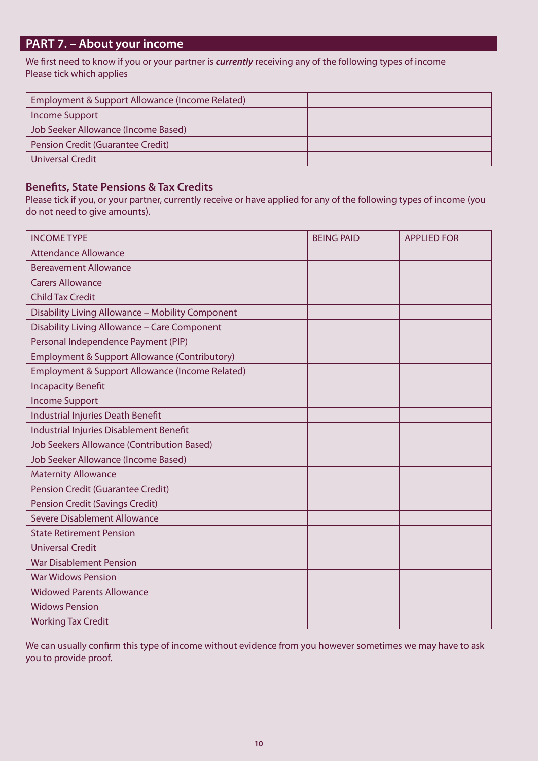## PART 7. – About your income

We first need to know if you or your partner is ***currently*** receiving any of the following types of income
Please tick which applies

| | |
|---|---|
| Employment & Support Allowance (Income Related) | |
| Income Support | |
| Job Seeker Allowance (Income Based) | |
| Pension Credit (Guarantee Credit) | |
| Universal Credit | |

### Benefits, State Pensions & Tax Credits

Please tick if you, or your partner, currently receive or have applied for any of the following types of income (you do not need to give amounts).

| INCOME TYPE | BEING PAID | APPLIED FOR |
|---|---|---|
| Attendance Allowance | | |
| Bereavement Allowance | | |
| Carers Allowance | | |
| Child Tax Credit | | |
| Disability Living Allowance – Mobility Component | | |
| Disability Living Allowance – Care Component | | |
| Personal Independence Payment (PIP) | | |
| Employment & Support Allowance (Contributory) | | |
| Employment & Support Allowance (Income Related) | | |
| Incapacity Benefit | | |
| Income Support | | |
| Industrial Injuries Death Benefit | | |
| Industrial Injuries Disablement Benefit | | |
| Job Seekers Allowance (Contribution Based) | | |
| Job Seeker Allowance (Income Based) | | |
| Maternity Allowance | | |
| Pension Credit (Guarantee Credit) | | |
| Pension Credit (Savings Credit) | | |
| Severe Disablement Allowance | | |
| State Retirement Pension | | |
| Universal Credit | | |
| War Disablement Pension | | |
| War Widows Pension | | |
| Widowed Parents Allowance | | |
| Widows Pension | | |
| Working Tax Credit | | |

We can usually confirm this type of income without evidence from you however sometimes we may have to ask you to provide proof.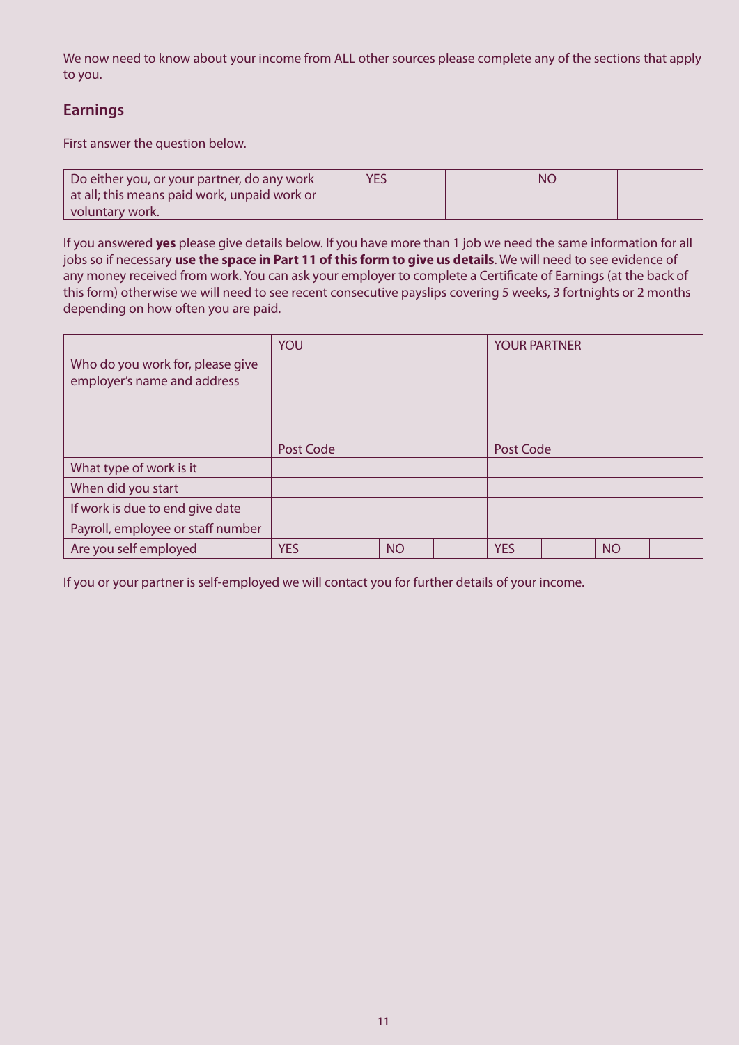We now need to know about your income from ALL other sources please complete any of the sections that apply to you.

## Earnings

First answer the question below.

| Do either you, or your partner, do any work at all; this means paid work, unpaid work or voluntary work. | YES | | NO | |
|---|---|---|---|---|

If you answered **yes** please give details below. If you have more than 1 job we need the same information for all jobs so if necessary **use the space in Part 11 of this form to give us details**. We will need to see evidence of any money received from work. You can ask your employer to complete a Certificate of Earnings (at the back of this form) otherwise we will need to see recent consecutive payslips covering 5 weeks, 3 fortnights or 2 months depending on how often you are paid.

| | YOU | | | | YOUR PARTNER | | | |
|---|---|---|---|---|---|---|---|---|
| Who do you work for, please give employer's name and address<br><br>Post Code | Post Code | | | | Post Code | | | |
| What type of work is it | | | | | | | | |
| When did you start | | | | | | | | |
| If work is due to end give date | | | | | | | | |
| Payroll, employee or staff number | | | | | | | | |
| Are you self employed | YES | | NO | | YES | | NO | |

If you or your partner is self-employed we will contact you for further details of your income.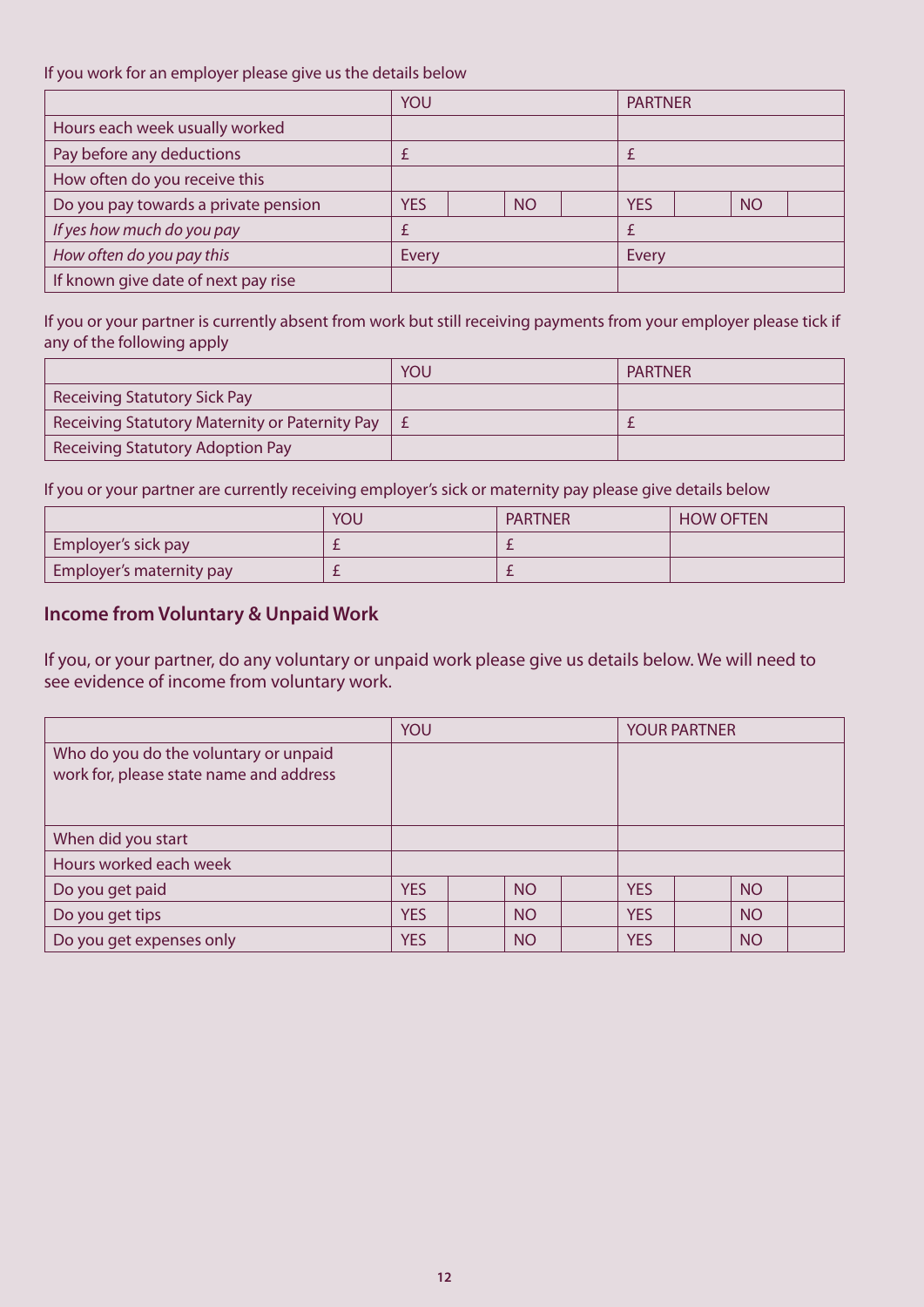If you work for an employer please give us the details below

| | YOU | | | | PARTNER | | | |
|---|---|---|---|---|---|---|---|---|
| Hours each week usually worked | | | | | | | | |
| Pay before any deductions | £ | | | | £ | | | |
| How often do you receive this | | | | | | | | |
| Do you pay towards a private pension | YES | | NO | | YES | | NO | |
| *If yes how much do you pay* | £ | | | | £ | | | |
| *How often do you pay this* | Every | | | | Every | | | |
| If known give date of next pay rise | | | | | | | | |

If you or your partner is currently absent from work but still receiving payments from your employer please tick if any of the following apply

| | YOU | PARTNER |
|---|---|---|
| Receiving Statutory Sick Pay | | |
| Receiving Statutory Maternity or Paternity Pay | £ | £ |
| Receiving Statutory Adoption Pay | | |

If you or your partner are currently receiving employer's sick or maternity pay please give details below

| | YOU | PARTNER | HOW OFTEN |
|---|---|---|---|
| Employer's sick pay | £ | £ | |
| Employer's maternity pay | £ | £ | |

## Income from Voluntary & Unpaid Work

If you, or your partner, do any voluntary or unpaid work please give us details below. We will need to see evidence of income from voluntary work.

| | YOU | | | | YOUR PARTNER | | | |
|---|---|---|---|---|---|---|---|---|
| Who do you do the voluntary or unpaid work for, please state name and address | | | | | | | | |
| When did you start | | | | | | | | |
| Hours worked each week | | | | | | | | |
| Do you get paid | YES | | NO | | YES | | NO | |
| Do you get tips | YES | | NO | | YES | | NO | |
| Do you get expenses only | YES | | NO | | YES | | NO | |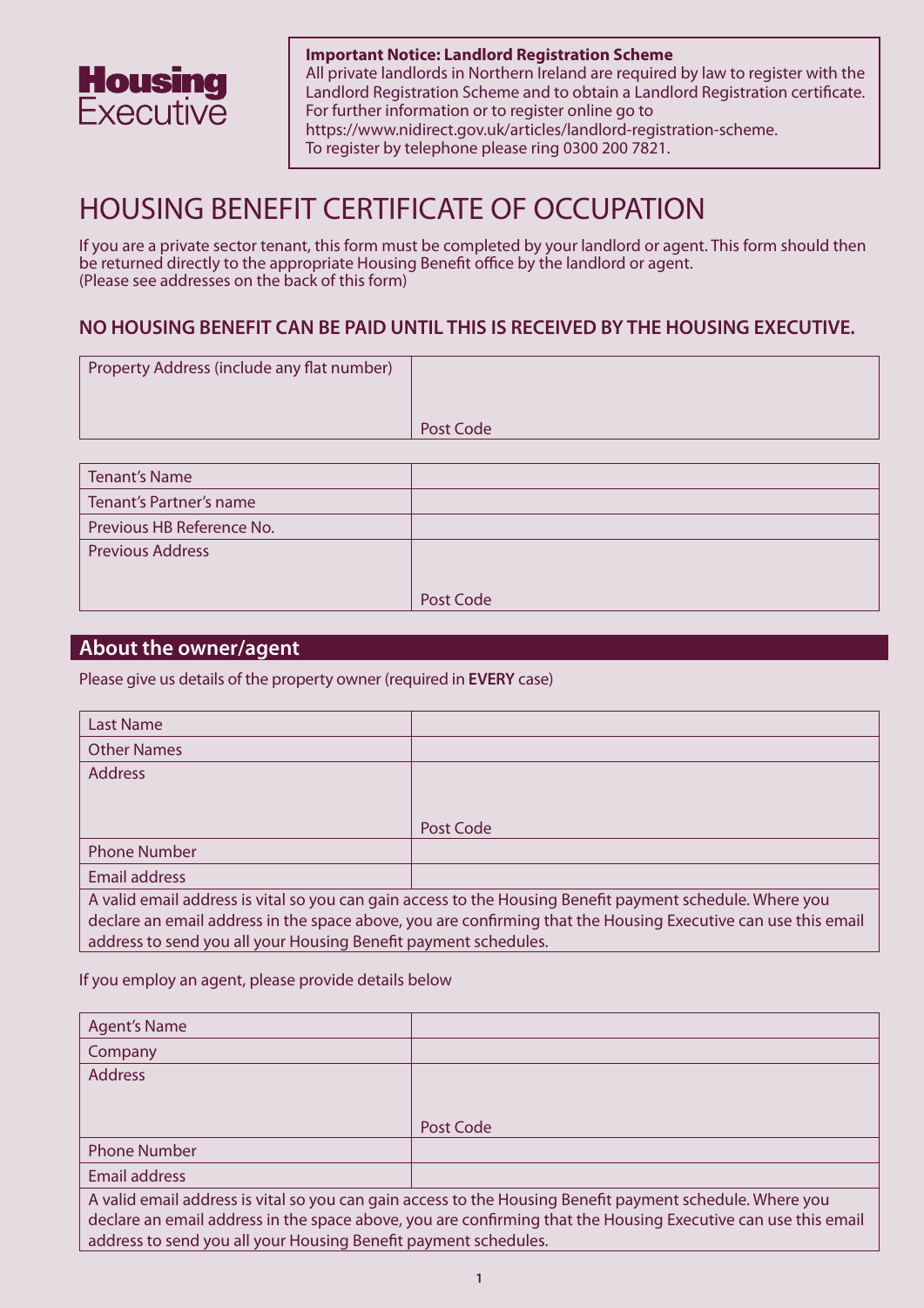**Housing Executive**

**Important Notice: Landlord Registration Scheme**
All private landlords in Northern Ireland are required by law to register with the Landlord Registration Scheme and to obtain a Landlord Registration certificate. For further information or to register online go to https://www.nidirect.gov.uk/articles/landlord-registration-scheme.
To register by telephone please ring 0300 200 7821.

# HOUSING BENEFIT CERTIFICATE OF OCCUPATION

If you are a private sector tenant, this form must be completed by your landlord or agent. This form should then be returned directly to the appropriate Housing Benefit office by the landlord or agent.
(Please see addresses on the back of this form)

### NO HOUSING BENEFIT CAN BE PAID UNTIL THIS IS RECEIVED BY THE HOUSING EXECUTIVE.

| | |
|---|---|
| Property Address (include any flat number) | Post Code |

| | |
|---|---|
| Tenant's Name | |
| Tenant's Partner's name | |
| Previous HB Reference No. | |
| Previous Address | Post Code |

## About the owner/agent

Please give us details of the property owner (required in **EVERY** case)

| | |
|---|---|
| Last Name | |
| Other Names | |
| Address | Post Code |
| Phone Number | |
| Email address | |

A valid email address is vital so you can gain access to the Housing Benefit payment schedule. Where you declare an email address in the space above, you are confirming that the Housing Executive can use this email address to send you all your Housing Benefit payment schedules.

If you employ an agent, please provide details below

| | |
|---|---|
| Agent's Name | |
| Company | |
| Address | Post Code |
| Phone Number | |
| Email address | |

A valid email address is vital so you can gain access to the Housing Benefit payment schedule. Where you declare an email address in the space above, you are confirming that the Housing Executive can use this email address to send you all your Housing Benefit payment schedules.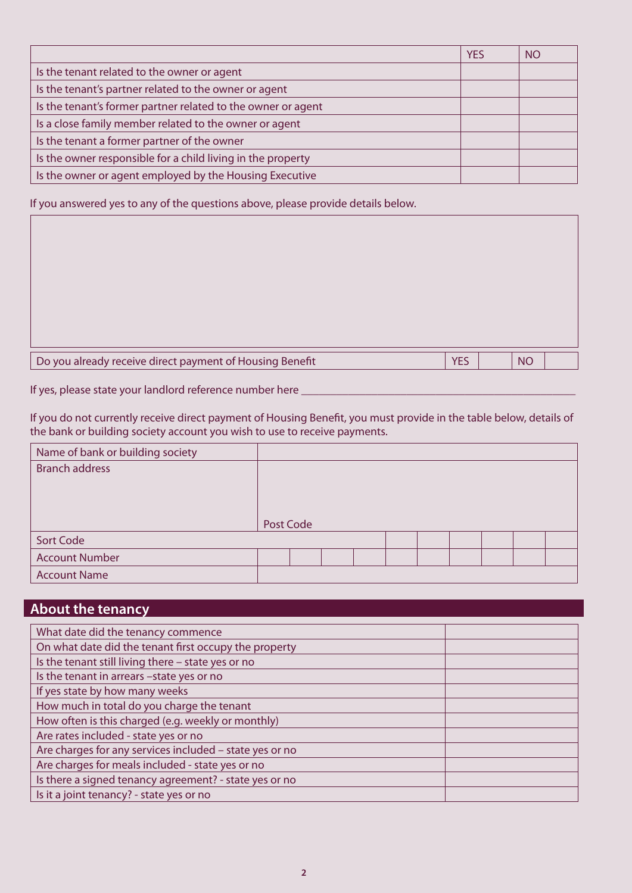| | YES | NO |
|---|---|---|
| Is the tenant related to the owner or agent | | |
| Is the tenant's partner related to the owner or agent | | |
| Is the tenant's former partner related to the owner or agent | | |
| Is a close family member related to the owner or agent | | |
| Is the tenant a former partner of the owner | | |
| Is the owner responsible for a child living in the property | | |
| Is the owner or agent employed by the Housing Executive | | |

If you answered yes to any of the questions above, please provide details below.

| |
|---|
| |

| Do you already receive direct payment of Housing Benefit | YES | | NO | |
|---|---|---|---|---|

If yes, please state your landlord reference number here ______________________________________________

If you do not currently receive direct payment of Housing Benefit, you must provide in the table below, details of the bank or building society account you wish to use to receive payments.

| Name of bank or building society | |
|---|---|
| Branch address | Post Code |
| Sort Code | |
| Account Number | |
| Account Name | |

## About the tenancy

| What date did the tenancy commence | |
|---|---|
| On what date did the tenant first occupy the property | |
| Is the tenant still living there – state yes or no | |
| Is the tenant in arrears –state yes or no | |
| If yes state by how many weeks | |
| How much in total do you charge the tenant | |
| How often is this charged (e.g. weekly or monthly) | |
| Are rates included - state yes or no | |
| Are charges for any services included – state yes or no | |
| Are charges for meals included - state yes or no | |
| Is there a signed tenancy agreement? - state yes or no | |
| Is it a joint tenancy? - state yes or no | |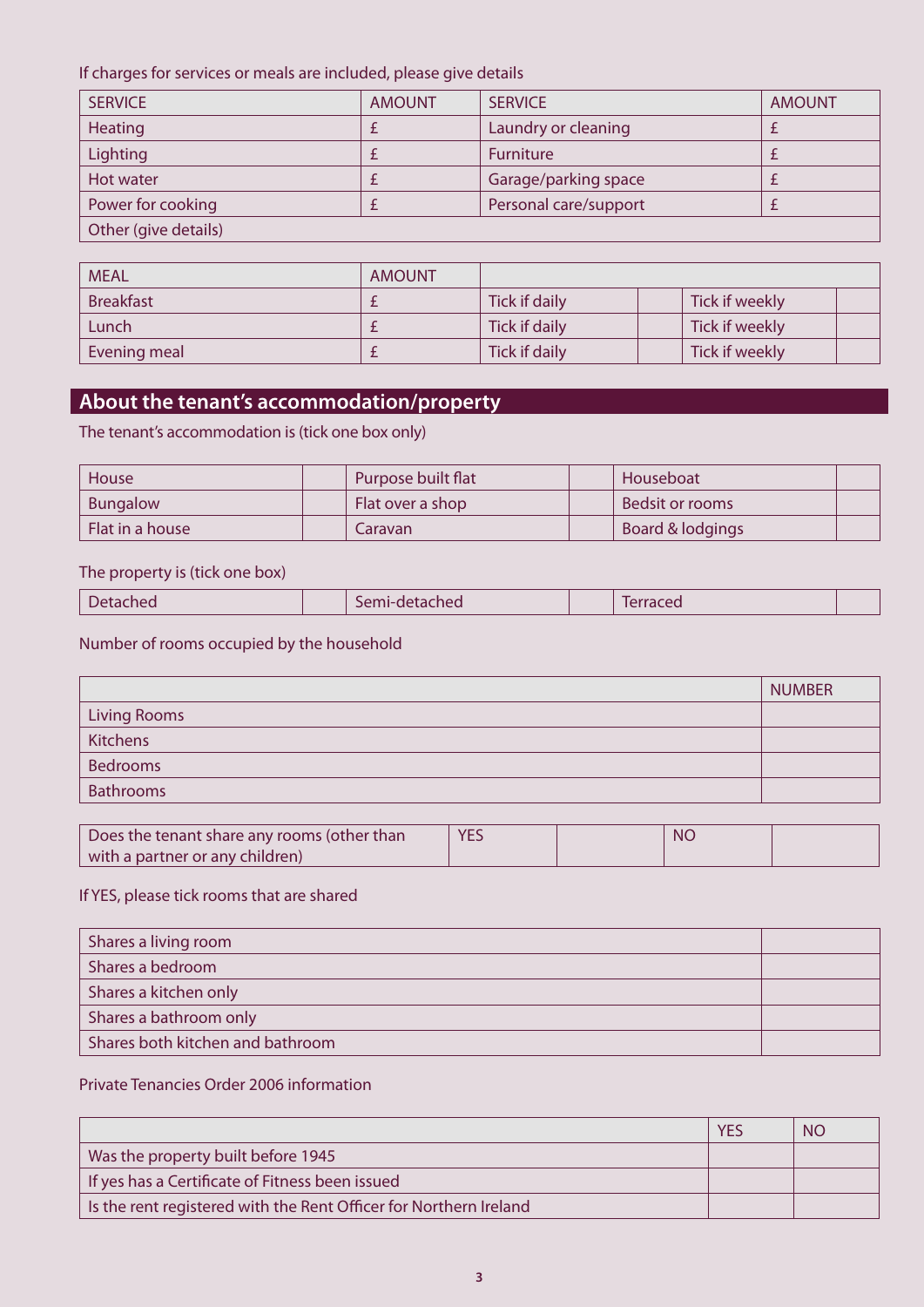If charges for services or meals are included, please give details

| SERVICE | AMOUNT | SERVICE | AMOUNT |
|---|---|---|---|
| Heating | £ | Laundry or cleaning | £ |
| Lighting | £ | Furniture | £ |
| Hot water | £ | Garage/parking space | £ |
| Power for cooking | £ | Personal care/support | £ |
| Other (give details) | | | |

| MEAL | AMOUNT | | | | |
|---|---|---|---|---|---|
| Breakfast | £ | Tick if daily | | Tick if weekly | |
| Lunch | £ | Tick if daily | | Tick if weekly | |
| Evening meal | £ | Tick if daily | | Tick if weekly | |

## About the tenant's accommodation/property

The tenant's accommodation is (tick one box only)

| | | | | | |
|---|---|---|---|---|---|
| House | | Purpose built flat | | Houseboat | |
| Bungalow | | Flat over a shop | | Bedsit or rooms | |
| Flat in a house | | Caravan | | Board & lodgings | |

The property is (tick one box)

| | | | | | |
|---|---|---|---|---|---|
| Detached | | Semi-detached | | Terraced | |

Number of rooms occupied by the household

| | NUMBER |
|---|---|
| Living Rooms | |
| Kitchens | |
| Bedrooms | |
| Bathrooms | |

| | | | | |
|---|---|---|---|---|
| Does the tenant share any rooms (other than with a partner or any children) | YES | | NO | |

If YES, please tick rooms that are shared

| | |
|---|---|
| Shares a living room | |
| Shares a bedroom | |
| Shares a kitchen only | |
| Shares a bathroom only | |
| Shares both kitchen and bathroom | |

Private Tenancies Order 2006 information

| | YES | NO |
|---|---|---|
| Was the property built before 1945 | | |
| If yes has a Certificate of Fitness been issued | | |
| Is the rent registered with the Rent Officer for Northern Ireland | | |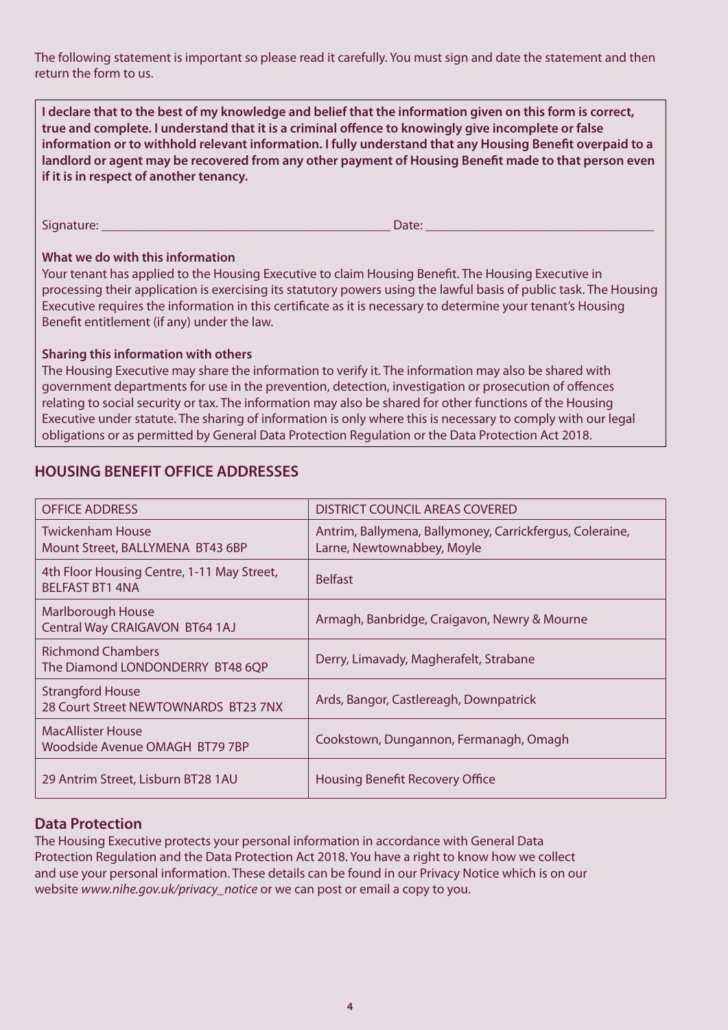The following statement is important so please read it carefully. You must sign and date the statement and then return the form to us.

**I declare that to the best of my knowledge and belief that the information given on this form is correct, true and complete. I understand that it is a criminal offence to knowingly give incomplete or false information or to withhold relevant information. I fully understand that any Housing Benefit overpaid to a landlord or agent may be recovered from any other payment of Housing Benefit made to that person even if it is in respect of another tenancy.**

Signature: ___________________________________________ Date: ___________________________________

**What we do with this information**

Your tenant has applied to the Housing Executive to claim Housing Benefit. The Housing Executive in processing their application is exercising its statutory powers using the lawful basis of public task. The Housing Executive requires the information in this certificate as it is necessary to determine your tenant's Housing Benefit entitlement (if any) under the law.

**Sharing this information with others**

The Housing Executive may share the information to verify it. The information may also be shared with government departments for use in the prevention, detection, investigation or prosecution of offences relating to social security or tax. The information may also be shared for other functions of the Housing Executive under statute. The sharing of information is only where this is necessary to comply with our legal obligations or as permitted by General Data Protection Regulation or the Data Protection Act 2018.

## HOUSING BENEFIT OFFICE ADDRESSES

| OFFICE ADDRESS | DISTRICT COUNCIL AREAS COVERED |
|---|---|
| Twickenham House<br>Mount Street, BALLYMENA BT43 6BP | Antrim, Ballymena, Ballymoney, Carrickfergus, Coleraine, Larne, Newtownabbey, Moyle |
| 4th Floor Housing Centre, 1-11 May Street, BELFAST BT1 4NA | Belfast |
| Marlborough House<br>Central Way CRAIGAVON BT64 1AJ | Armagh, Banbridge, Craigavon, Newry & Mourne |
| Richmond Chambers<br>The Diamond LONDONDERRY BT48 6QP | Derry, Limavady, Magherafelt, Strabane |
| Strangford House<br>28 Court Street NEWTOWNARDS BT23 7NX | Ards, Bangor, Castlereagh, Downpatrick |
| MacAllister House<br>Woodside Avenue OMAGH BT79 7BP | Cookstown, Dungannon, Fermanagh, Omagh |
| 29 Antrim Street, Lisburn BT28 1AU | Housing Benefit Recovery Office |

## Data Protection

The Housing Executive protects your personal information in accordance with General Data Protection Regulation and the Data Protection Act 2018. You have a right to know how we collect and use your personal information. These details can be found in our Privacy Notice which is on our website *www.nihe.gov.uk/privacy_notice* or we can post or email a copy to you.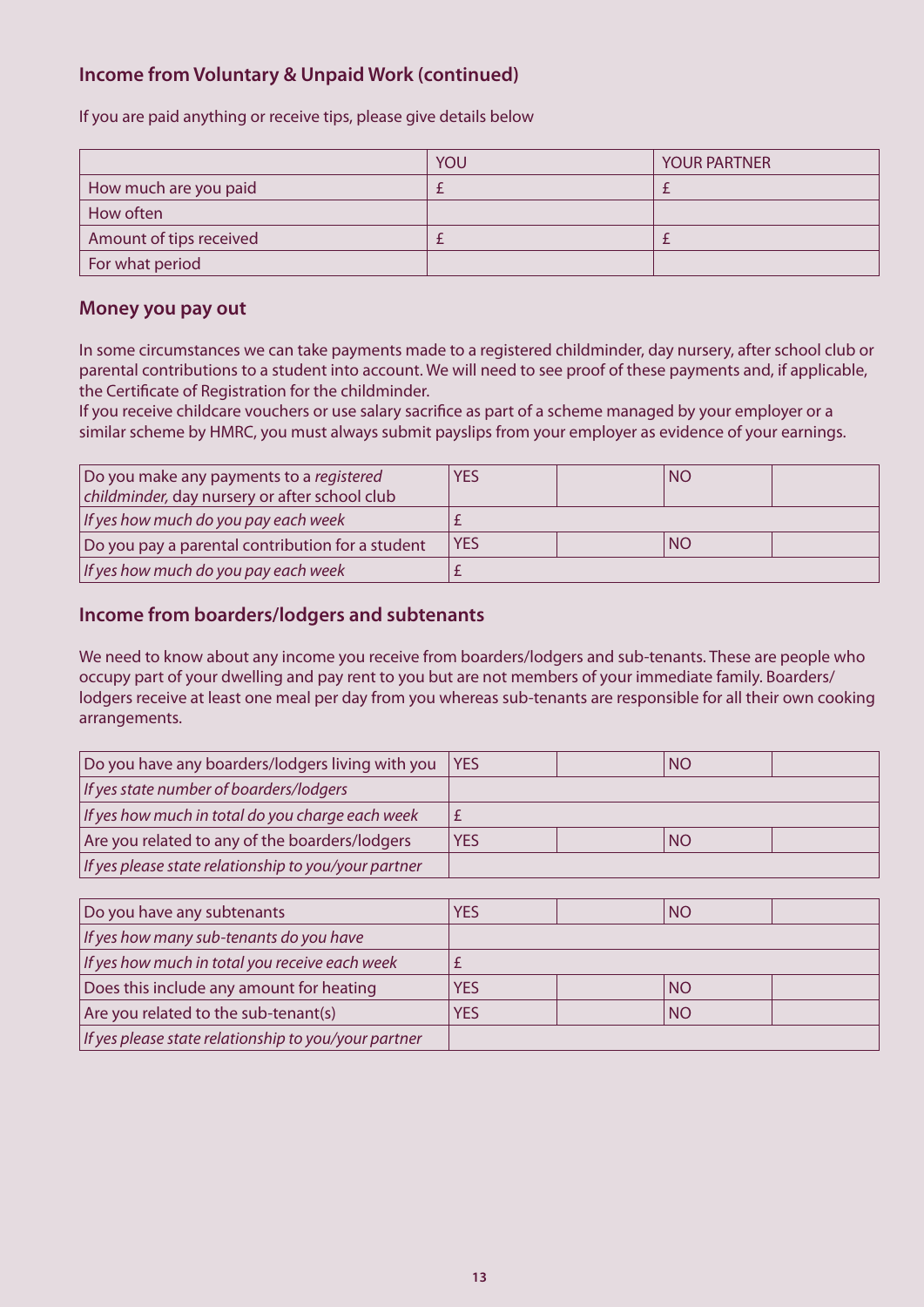## Income from Voluntary & Unpaid Work (continued)

If you are paid anything or receive tips, please give details below

| | YOU | YOUR PARTNER |
|---|---|---|
| How much are you paid | £ | £ |
| How often | | |
| Amount of tips received | £ | £ |
| For what period | | |

## Money you pay out

In some circumstances we can take payments made to a registered childminder, day nursery, after school club or parental contributions to a student into account. We will need to see proof of these payments and, if applicable, the Certificate of Registration for the childminder.
If you receive childcare vouchers or use salary sacrifice as part of a scheme managed by your employer or a similar scheme by HMRC, you must always submit payslips from your employer as evidence of your earnings.

| | | | | |
|---|---|---|---|---|
| Do you make any payments to a *registered childminder,* day nursery or after school club | YES | | NO | |
| *If yes how much do you pay each week* | £ | | | |
| Do you pay a parental contribution for a student | YES | | NO | |
| *If yes how much do you pay each week* | £ | | | |

## Income from boarders/lodgers and subtenants

We need to know about any income you receive from boarders/lodgers and sub-tenants. These are people who occupy part of your dwelling and pay rent to you but are not members of your immediate family. Boarders/lodgers receive at least one meal per day from you whereas sub-tenants are responsible for all their own cooking arrangements.

| | | | | |
|---|---|---|---|---|
| Do you have any boarders/lodgers living with you | YES | | NO | |
| *If yes state number of boarders/lodgers* | | | | |
| *If yes how much in total do you charge each week* | £ | | | |
| Are you related to any of the boarders/lodgers | YES | | NO | |
| *If yes please state relationship to you/your partner* | | | | |

| | | | | |
|---|---|---|---|---|
| Do you have any subtenants | YES | | NO | |
| *If yes how many sub-tenants do you have* | | | | |
| *If yes how much in total you receive each week* | £ | | | |
| Does this include any amount for heating | YES | | NO | |
| Are you related to the sub-tenant(s) | YES | | NO | |
| *If yes please state relationship to you/your partner* | | | | |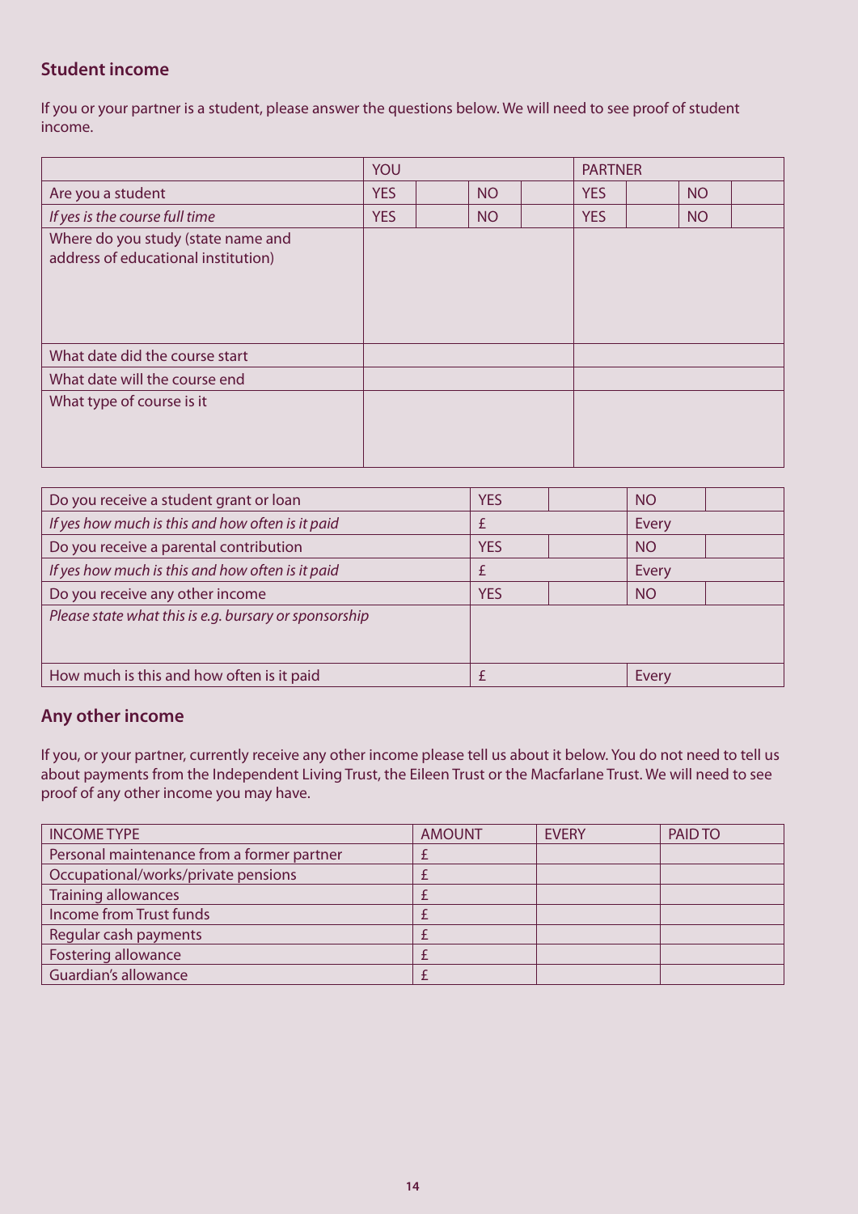## Student income

If you or your partner is a student, please answer the questions below. We will need to see proof of student income.

| | YOU | | | | PARTNER | | | |
|---|---|---|---|---|---|---|---|---|
| Are you a student | YES | | NO | | YES | | NO | |
| *If yes is the course full time* | YES | | NO | | YES | | NO | |
| Where do you study (state name and address of educational institution) | | | | | | | | |
| What date did the course start | | | | | | | | |
| What date will the course end | | | | | | | | |
| What type of course is it | | | | | | | | |

| | | | | |
|---|---|---|---|---|
| Do you receive a student grant or loan | YES | | NO | |
| *If yes how much is this and how often is it paid* | £ | | Every | |
| Do you receive a parental contribution | YES | | NO | |
| *If yes how much is this and how often is it paid* | £ | | Every | |
| Do you receive any other income | YES | | NO | |
| *Please state what this is e.g. bursary or sponsorship* | | | | |
| How much is this and how often is it paid | £ | | Every | |

## Any other income

If you, or your partner, currently receive any other income please tell us about it below. You do not need to tell us about payments from the Independent Living Trust, the Eileen Trust or the Macfarlane Trust. We will need to see proof of any other income you may have.

| INCOME TYPE | AMOUNT | EVERY | PAID TO |
|---|---|---|---|
| Personal maintenance from a former partner | £ | | |
| Occupational/works/private pensions | £ | | |
| Training allowances | £ | | |
| Income from Trust funds | £ | | |
| Regular cash payments | £ | | |
| Fostering allowance | £ | | |
| Guardian's allowance | £ | | |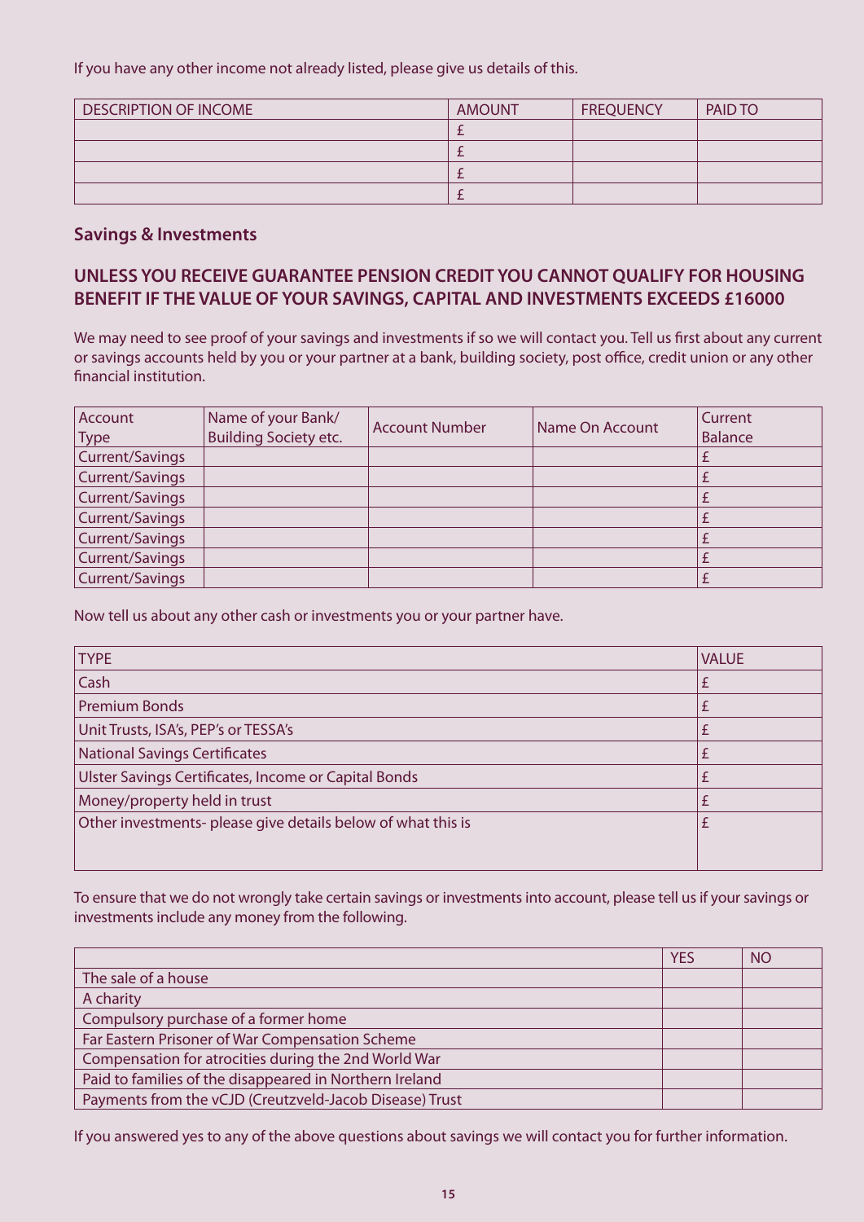If you have any other income not already listed, please give us details of this.

| DESCRIPTION OF INCOME | AMOUNT | FREQUENCY | PAID TO |
|---|---|---|---|
| | £ | | |
| | £ | | |
| | £ | | |
| | £ | | |

## Savings & Investments

### UNLESS YOU RECEIVE GUARANTEE PENSION CREDIT YOU CANNOT QUALIFY FOR HOUSING BENEFIT IF THE VALUE OF YOUR SAVINGS, CAPITAL AND INVESTMENTS EXCEEDS £16000

We may need to see proof of your savings and investments if so we will contact you. Tell us first about any current or savings accounts held by you or your partner at a bank, building society, post office, credit union or any other financial institution.

| Account Type | Name of your Bank/ Building Society etc. | Account Number | Name On Account | Current Balance |
|---|---|---|---|---|
| Current/Savings | | | | £ |
| Current/Savings | | | | £ |
| Current/Savings | | | | £ |
| Current/Savings | | | | £ |
| Current/Savings | | | | £ |
| Current/Savings | | | | £ |
| Current/Savings | | | | £ |

Now tell us about any other cash or investments you or your partner have.

| TYPE | VALUE |
|---|---|
| Cash | £ |
| Premium Bonds | £ |
| Unit Trusts, ISA's, PEP's or TESSA's | £ |
| National Savings Certificates | £ |
| Ulster Savings Certificates, Income or Capital Bonds | £ |
| Money/property held in trust | £ |
| Other investments- please give details below of what this is | £ |

To ensure that we do not wrongly take certain savings or investments into account, please tell us if your savings or investments include any money from the following.

| | YES | NO |
|---|---|---|
| The sale of a house | | |
| A charity | | |
| Compulsory purchase of a former home | | |
| Far Eastern Prisoner of War Compensation Scheme | | |
| Compensation for atrocities during the 2nd World War | | |
| Paid to families of the disappeared in Northern Ireland | | |
| Payments from the vCJD (Creutzveld-Jacob Disease) Trust | | |

If you answered yes to any of the above questions about savings we will contact you for further information.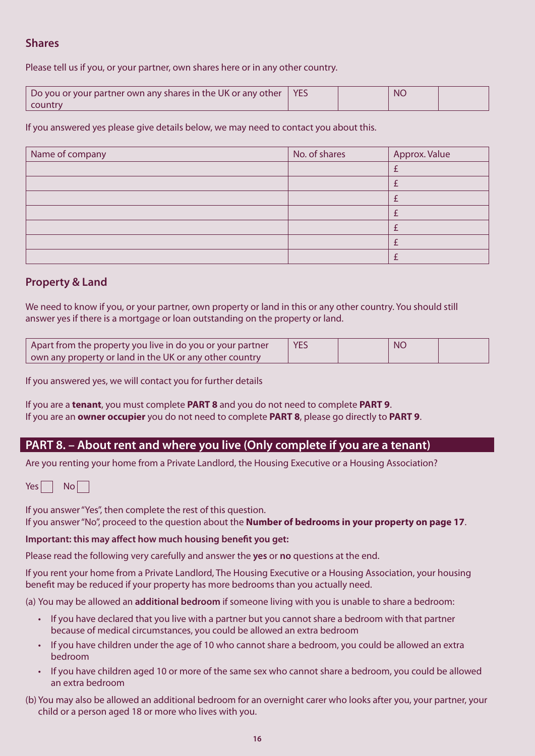## Shares

Please tell us if you, or your partner, own shares here or in any other country.

| Do you or your partner own any shares in the UK or any other country | YES | | NO | |
|---|---|---|---|---|

If you answered yes please give details below, we may need to contact you about this.

| Name of company | No. of shares | Approx. Value |
|---|---|---|
| | | £ |
| | | £ |
| | | £ |
| | | £ |
| | | £ |
| | | £ |
| | | £ |

## Property & Land

We need to know if you, or your partner, own property or land in this or any other country. You should still answer yes if there is a mortgage or loan outstanding on the property or land.

| Apart from the property you live in do you or your partner own any property or land in the UK or any other country | YES | | NO | |
|---|---|---|---|---|

If you answered yes, we will contact you for further details

If you are a **tenant**, you must complete **PART 8** and you do not need to complete **PART 9**.
If you are an **owner occupier** you do not need to complete **PART 8**, please go directly to **PART 9**.

## PART 8. – About rent and where you live (Only complete if you are a tenant)

Are you renting your home from a Private Landlord, the Housing Executive or a Housing Association?

Yes ☐ No ☐

If you answer "Yes", then complete the rest of this question.
If you answer "No", proceed to the question about the **Number of bedrooms in your property on page 17**.

**Important: this may affect how much housing benefit you get:**

Please read the following very carefully and answer the **yes** or **no** questions at the end.

If you rent your home from a Private Landlord, The Housing Executive or a Housing Association, your housing benefit may be reduced if your property has more bedrooms than you actually need.

(a) You may be allowed an **additional bedroom** if someone living with you is unable to share a bedroom:

- If you have declared that you live with a partner but you cannot share a bedroom with that partner because of medical circumstances, you could be allowed an extra bedroom
- If you have children under the age of 10 who cannot share a bedroom, you could be allowed an extra bedroom
- If you have children aged 10 or more of the same sex who cannot share a bedroom, you could be allowed an extra bedroom

(b) You may also be allowed an additional bedroom for an overnight carer who looks after you, your partner, your child or a person aged 18 or more who lives with you.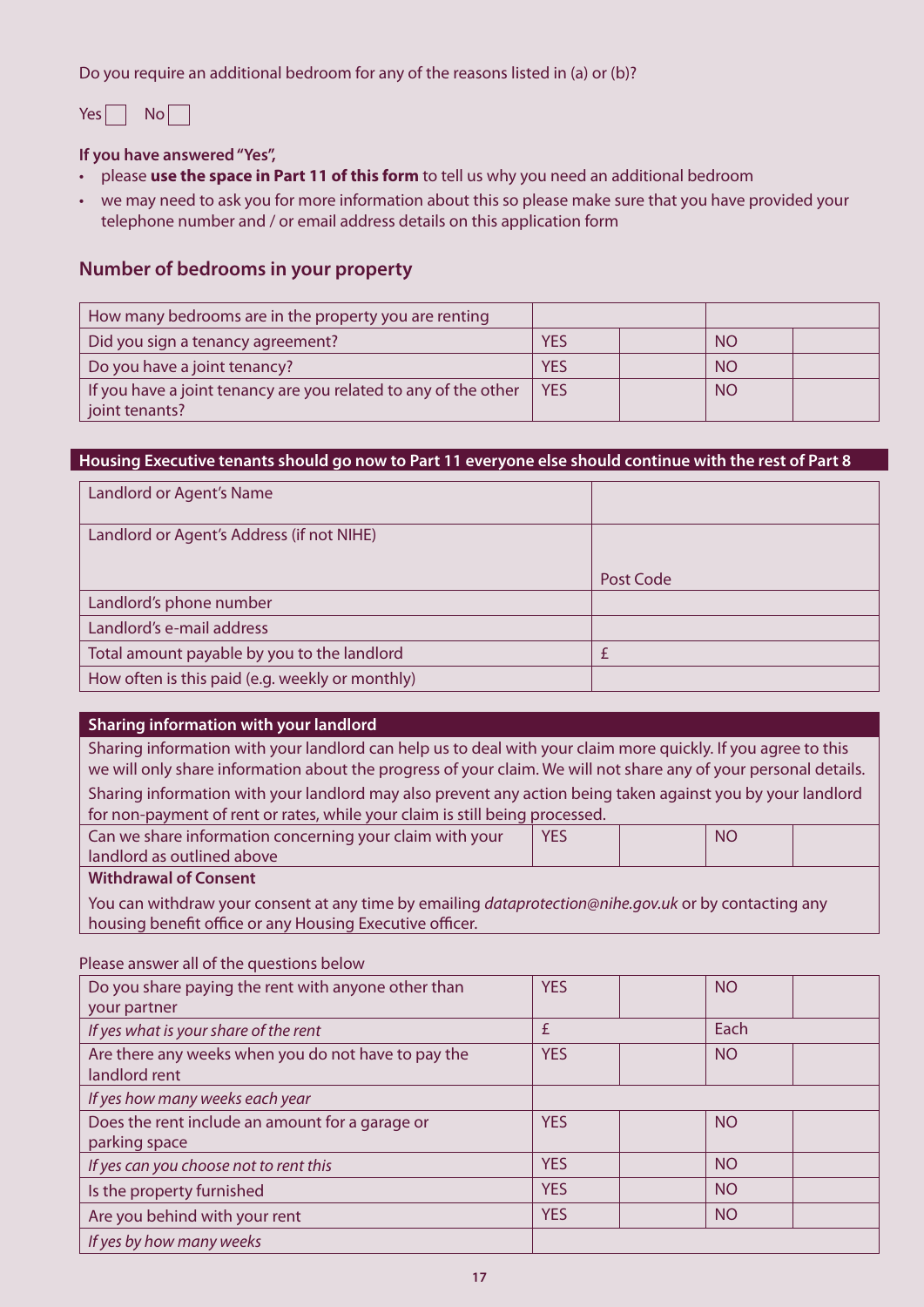Do you require an additional bedroom for any of the reasons listed in (a) or (b)?

Yes ☐ No ☐

**If you have answered "Yes",**

- please **use the space in Part 11 of this form** to tell us why you need an additional bedroom
- we may need to ask you for more information about this so please make sure that you have provided your telephone number and / or email address details on this application form

## Number of bedrooms in your property

| How many bedrooms are in the property you are renting | | | | |
|---|---|---|---|---|
| Did you sign a tenancy agreement? | YES | | NO | |
| Do you have a joint tenancy? | YES | | NO | |
| If you have a joint tenancy are you related to any of the other joint tenants? | YES | | NO | |

**Housing Executive tenants should go now to Part 11 everyone else should continue with the rest of Part 8**

| Landlord or Agent's Name | |
|---|---|
| Landlord or Agent's Address (if not NIHE) | Post Code |
| Landlord's phone number | |
| Landlord's e-mail address | |
| Total amount payable by you to the landlord | £ |
| How often is this paid (e.g. weekly or monthly) | |

**Sharing information with your landlord**

Sharing information with your landlord can help us to deal with your claim more quickly. If you agree to this we will only share information about the progress of your claim. We will not share any of your personal details.

Sharing information with your landlord may also prevent any action being taken against you by your landlord for non-payment of rent or rates, while your claim is still being processed.

| Can we share information concerning your claim with your landlord as outlined above | YES | | NO | |
|---|---|---|---|---|

**Withdrawal of Consent**

You can withdraw your consent at any time by emailing *dataprotection@nihe.gov.uk* or by contacting any housing benefit office or any Housing Executive officer.

Please answer all of the questions below

| Do you share paying the rent with anyone other than your partner | YES | | NO | |
|---|---|---|---|---|
| *If yes what is your share of the rent* | £ | | Each | |
| Are there any weeks when you do not have to pay the landlord rent | YES | | NO | |
| *If yes how many weeks each year* | | | | |
| Does the rent include an amount for a garage or parking space | YES | | NO | |
| *If yes can you choose not to rent this* | YES | | NO | |
| Is the property furnished | YES | | NO | |
| Are you behind with your rent | YES | | NO | |
| *If yes by how many weeks* | | | | |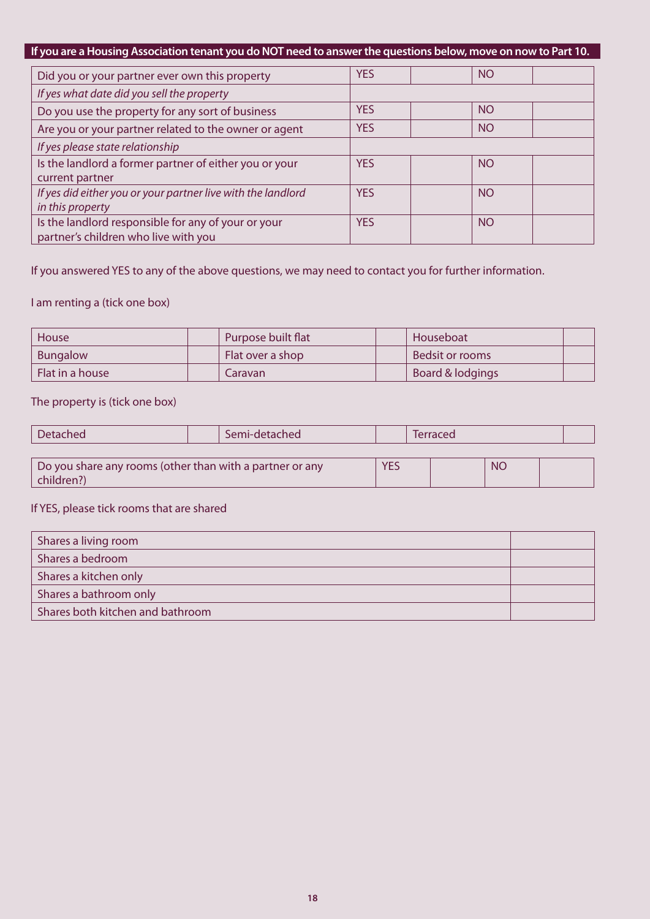**If you are a Housing Association tenant you do NOT need to answer the questions below, move on now to Part 10.**

| | | | | |
|---|---|---|---|---|
| Did you or your partner ever own this property | YES | | NO | |
| *If yes what date did you sell the property* | | | | |
| Do you use the property for any sort of business | YES | | NO | |
| Are you or your partner related to the owner or agent | YES | | NO | |
| *If yes please state relationship* | | | | |
| Is the landlord a former partner of either you or your current partner | YES | | NO | |
| *If yes did either you or your partner live with the landlord in this property* | YES | | NO | |
| Is the landlord responsible for any of your or your partner's children who live with you | YES | | NO | |

If you answered YES to any of the above questions, we may need to contact you for further information.

I am renting a (tick one box)

| | | | | | |
|---|---|---|---|---|---|
| House | | Purpose built flat | | Houseboat | |
| Bungalow | | Flat over a shop | | Bedsit or rooms | |
| Flat in a house | | Caravan | | Board & lodgings | |

The property is (tick one box)

| | | | | | |
|---|---|---|---|---|---|
| Detached | | Semi-detached | | Terraced | |

| | | | | |
|---|---|---|---|---|
| Do you share any rooms (other than with a partner or any children?) | YES | | NO | |

If YES, please tick rooms that are shared

| | |
|---|---|
| Shares a living room | |
| Shares a bedroom | |
| Shares a kitchen only | |
| Shares a bathroom only | |
| Shares both kitchen and bathroom | |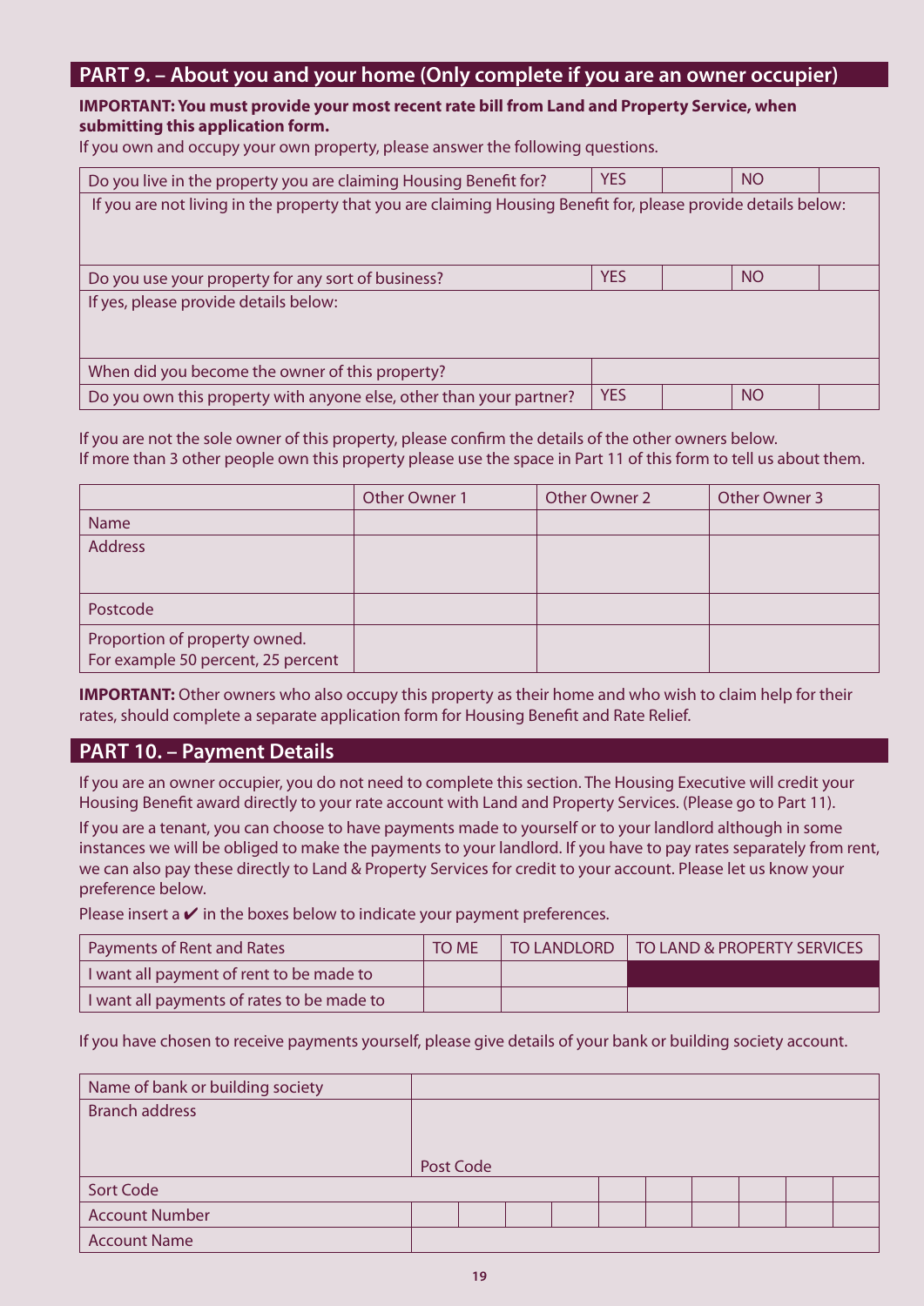## PART 9. – About you and your home (Only complete if you are an owner occupier)

**IMPORTANT: You must provide your most recent rate bill from Land and Property Service, when submitting this application form.**

If you own and occupy your own property, please answer the following questions.

| | | | | |
|---|---|---|---|---|
| Do you live in the property you are claiming Housing Benefit for? | YES | | NO | |
| If you are not living in the property that you are claiming Housing Benefit for, please provide details below: | | | | |
| Do you use your property for any sort of business? | YES | | NO | |
| If yes, please provide details below: | | | | |
| When did you become the owner of this property? | | | | |
| Do you own this property with anyone else, other than your partner? | YES | | NO | |

If you are not the sole owner of this property, please confirm the details of the other owners below.
If more than 3 other people own this property please use the space in Part 11 of this form to tell us about them.

| | Other Owner 1 | Other Owner 2 | Other Owner 3 |
|---|---|---|---|
| Name | | | |
| Address | | | |
| Postcode | | | |
| Proportion of property owned. For example 50 percent, 25 percent | | | |

**IMPORTANT:** Other owners who also occupy this property as their home and who wish to claim help for their rates, should complete a separate application form for Housing Benefit and Rate Relief.

## PART 10. – Payment Details

If you are an owner occupier, you do not need to complete this section. The Housing Executive will credit your Housing Benefit award directly to your rate account with Land and Property Services. (Please go to Part 11).

If you are a tenant, you can choose to have payments made to yourself or to your landlord although in some instances we will be obliged to make the payments to your landlord. If you have to pay rates separately from rent, we can also pay these directly to Land & Property Services for credit to your account. Please let us know your preference below.

Please insert a ✔ in the boxes below to indicate your payment preferences.

| Payments of Rent and Rates | TO ME | TO LANDLORD | TO LAND & PROPERTY SERVICES |
|---|---|---|---|
| I want all payment of rent to be made to | | | |
| I want all payments of rates to be made to | | | |

If you have chosen to receive payments yourself, please give details of your bank or building society account.

| | |
|---|---|
| Name of bank or building society | |
| Branch address | Post Code |
| Sort Code | |
| Account Number | |
| Account Name | |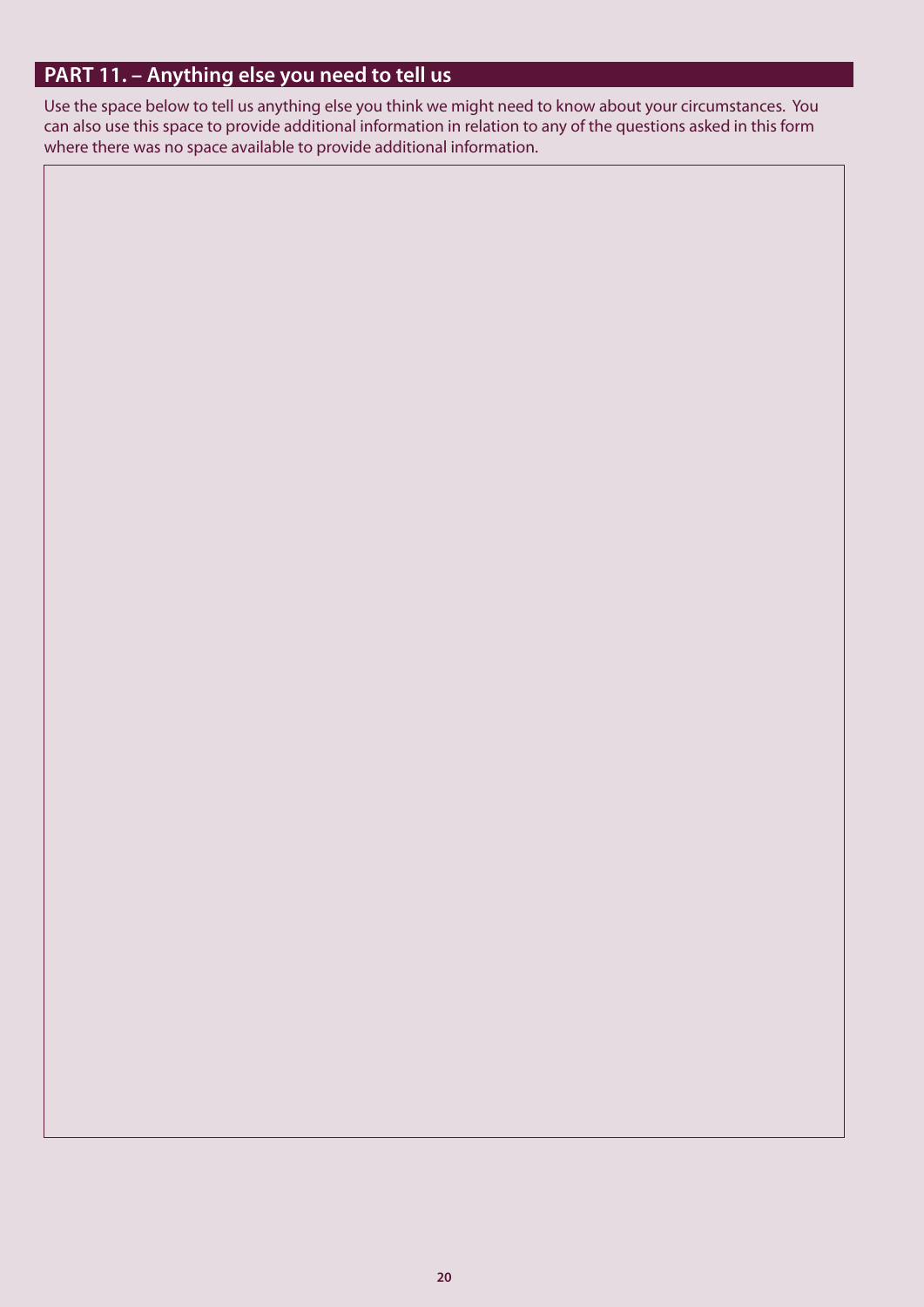## PART 11. – Anything else you need to tell us

Use the space below to tell us anything else you think we might need to know about your circumstances. You can also use this space to provide additional information in relation to any of the questions asked in this form where there was no space available to provide additional information.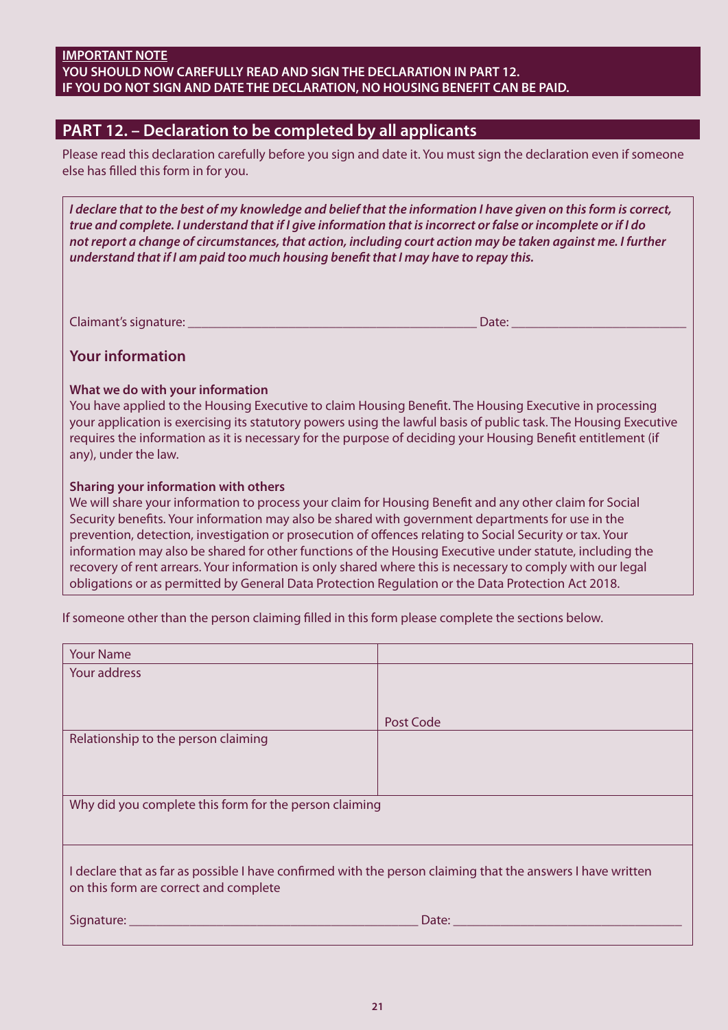**IMPORTANT NOTE**

**YOU SHOULD NOW CAREFULLY READ AND SIGN THE DECLARATION IN PART 12.**
**IF YOU DO NOT SIGN AND DATE THE DECLARATION, NO HOUSING BENEFIT CAN BE PAID.**

## PART 12. – Declaration to be completed by all applicants

Please read this declaration carefully before you sign and date it. You must sign the declaration even if someone else has filled this form in for you.

***I declare that to the best of my knowledge and belief that the information I have given on this form is correct, true and complete. I understand that if I give information that is incorrect or false or incomplete or if I do not report a change of circumstances, that action, including court action may be taken against me. I further understand that if I am paid too much housing benefit that I may have to repay this.***

Claimant's signature: ________________________________________ Date: ________________________

### Your information

**What we do with your information**

You have applied to the Housing Executive to claim Housing Benefit. The Housing Executive in processing your application is exercising its statutory powers using the lawful basis of public task. The Housing Executive requires the information as it is necessary for the purpose of deciding your Housing Benefit entitlement (if any), under the law.

**Sharing your information with others**

We will share your information to process your claim for Housing Benefit and any other claim for Social Security benefits. Your information may also be shared with government departments for use in the prevention, detection, investigation or prosecution of offences relating to Social Security or tax. Your information may also be shared for other functions of the Housing Executive under statute, including the recovery of rent arrears. Your information is only shared where this is necessary to comply with our legal obligations or as permitted by General Data Protection Regulation or the Data Protection Act 2018.

If someone other than the person claiming filled in this form please complete the sections below.

| Your Name | |
|---|---|
| Your address | Post Code |
| Relationship to the person claiming | |
| Why did you complete this form for the person claiming | |

I declare that as far as possible I have confirmed with the person claiming that the answers I have written on this form are correct and complete

Signature: ________________________________________ Date: ________________________________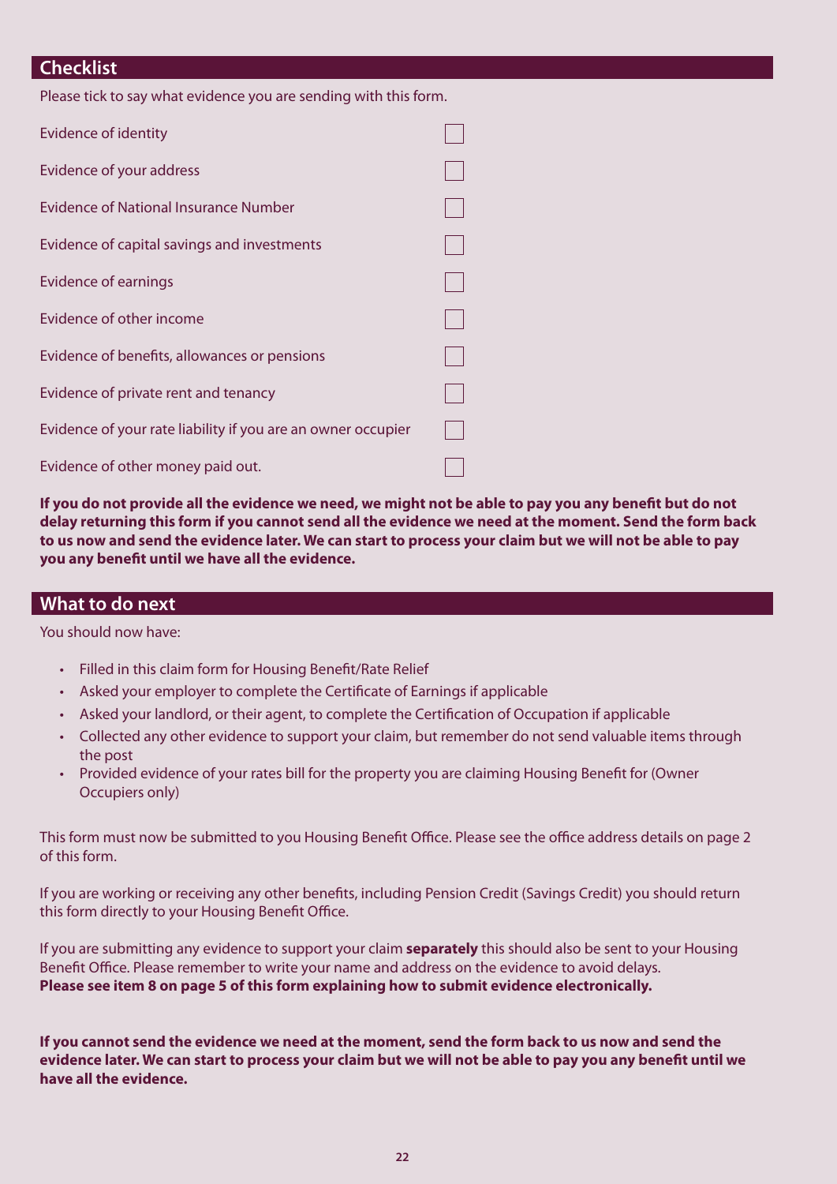## Checklist

Please tick to say what evidence you are sending with this form.

- [ ] Evidence of identity
- [ ] Evidence of your address
- [ ] Evidence of National Insurance Number
- [ ] Evidence of capital savings and investments
- [ ] Evidence of earnings
- [ ] Evidence of other income
- [ ] Evidence of benefits, allowances or pensions
- [ ] Evidence of private rent and tenancy
- [ ] Evidence of your rate liability if you are an owner occupier
- [ ] Evidence of other money paid out.

**If you do not provide all the evidence we need, we might not be able to pay you any benefit but do not delay returning this form if you cannot send all the evidence we need at the moment. Send the form back to us now and send the evidence later. We can start to process your claim but we will not be able to pay you any benefit until we have all the evidence.**

## What to do next

You should now have:

- Filled in this claim form for Housing Benefit/Rate Relief
- Asked your employer to complete the Certificate of Earnings if applicable
- Asked your landlord, or their agent, to complete the Certification of Occupation if applicable
- Collected any other evidence to support your claim, but remember do not send valuable items through the post
- Provided evidence of your rates bill for the property you are claiming Housing Benefit for (Owner Occupiers only)

This form must now be submitted to you Housing Benefit Office. Please see the office address details on page 2 of this form.

If you are working or receiving any other benefits, including Pension Credit (Savings Credit) you should return this form directly to your Housing Benefit Office.

If you are submitting any evidence to support your claim **separately** this should also be sent to your Housing Benefit Office. Please remember to write your name and address on the evidence to avoid delays.
**Please see item 8 on page 5 of this form explaining how to submit evidence electronically.**

**If you cannot send the evidence we need at the moment, send the form back to us now and send the evidence later. We can start to process your claim but we will not be able to pay you any benefit until we have all the evidence.**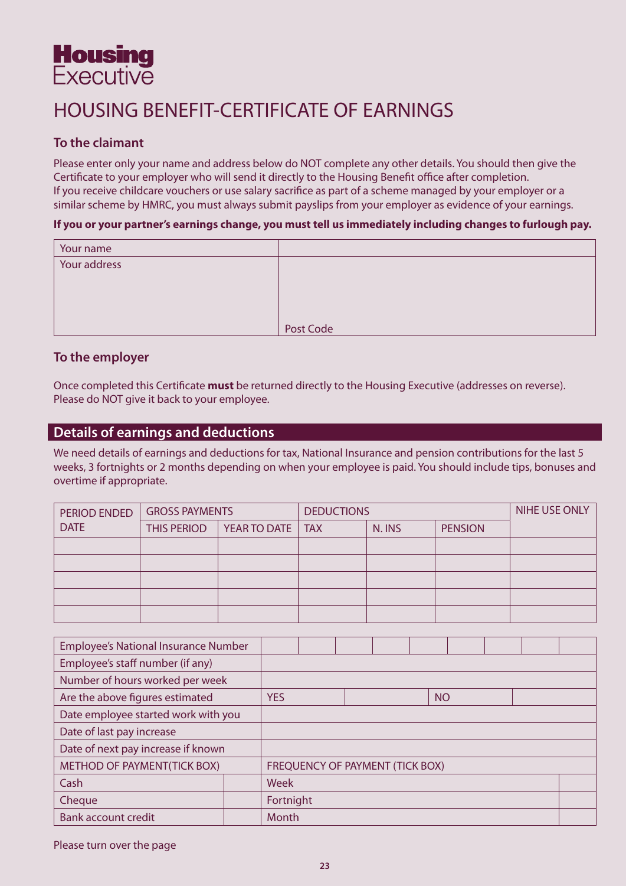# Housing Executive

# HOUSING BENEFIT-CERTIFICATE OF EARNINGS

## To the claimant

Please enter only your name and address below do NOT complete any other details. You should then give the Certificate to your employer who will send it directly to the Housing Benefit office after completion.
If you receive childcare vouchers or use salary sacrifice as part of a scheme managed by your employer or a similar scheme by HMRC, you must always submit payslips from your employer as evidence of your earnings.

**If you or your partner's earnings change, you must tell us immediately including changes to furlough pay.**

| Your name | |
|---|---|
| Your address | Post Code |

## To the employer

Once completed this Certificate **must** be returned directly to the Housing Executive (addresses on reverse). Please do NOT give it back to your employee.

## Details of earnings and deductions

We need details of earnings and deductions for tax, National Insurance and pension contributions for the last 5 weeks, 3 fortnights or 2 months depending on when your employee is paid. You should include tips, bonuses and overtime if appropriate.

| PERIOD ENDED DATE | GROSS PAYMENTS | | DEDUCTIONS | | | NIHE USE ONLY |
|---|---|---|---|---|---|---|
| | THIS PERIOD | YEAR TO DATE | TAX | N. INS | PENSION | |
| | | | | | | |
| | | | | | | |
| | | | | | | |
| | | | | | | |
| | | | | | | |

| Employee's National Insurance Number | | | | | | | | | |
|---|---|---|---|---|---|---|---|---|---|
| Employee's staff number (if any) | | | | | | | | | |
| Number of hours worked per week | | | | | | | | | |
| Are the above figures estimated | YES | | | | NO | | | | |
| Date employee started work with you | | | | | | | | | |
| Date of last pay increase | | | | | | | | | |
| Date of next pay increase if known | | | | | | | | | |

| METHOD OF PAYMENT(TICK BOX) | | FREQUENCY OF PAYMENT (TICK BOX) | |
|---|---|---|---|
| Cash | | Week | |
| Cheque | | Fortnight | |
| Bank account credit | | Month | |

Please turn over the page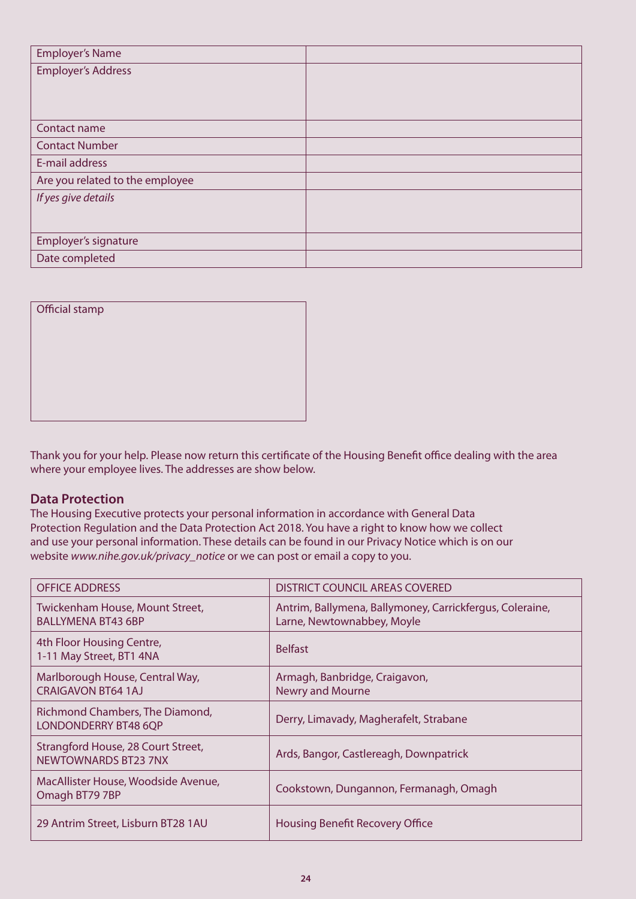| | |
|---|---|
| Employer's Name | |
| Employer's Address | |
| Contact name | |
| Contact Number | |
| E-mail address | |
| Are you related to the employee | |
| *If yes give details* | |
| Employer's signature | |
| Date completed | |

| Official stamp |
|---|
| |

Thank you for your help. Please now return this certificate of the Housing Benefit office dealing with the area where your employee lives. The addresses are show below.

## Data Protection

The Housing Executive protects your personal information in accordance with General Data Protection Regulation and the Data Protection Act 2018. You have a right to know how we collect and use your personal information. These details can be found in our Privacy Notice which is on our website *www.nihe.gov.uk/privacy_notice* or we can post or email a copy to you.

| OFFICE ADDRESS | DISTRICT COUNCIL AREAS COVERED |
|---|---|
| Twickenham House, Mount Street, BALLYMENA BT43 6BP | Antrim, Ballymena, Ballymoney, Carrickfergus, Coleraine, Larne, Newtownabbey, Moyle |
| 4th Floor Housing Centre, 1-11 May Street, BT1 4NA | Belfast |
| Marlborough House, Central Way, CRAIGAVON BT64 1AJ | Armagh, Banbridge, Craigavon, Newry and Mourne |
| Richmond Chambers, The Diamond, LONDONDERRY BT48 6QP | Derry, Limavady, Magherafelt, Strabane |
| Strangford House, 28 Court Street, NEWTOWNARDS BT23 7NX | Ards, Bangor, Castlereagh, Downpatrick |
| MacAllister House, Woodside Avenue, Omagh BT79 7BP | Cookstown, Dungannon, Fermanagh, Omagh |
| 29 Antrim Street, Lisburn BT28 1AU | Housing Benefit Recovery Office |